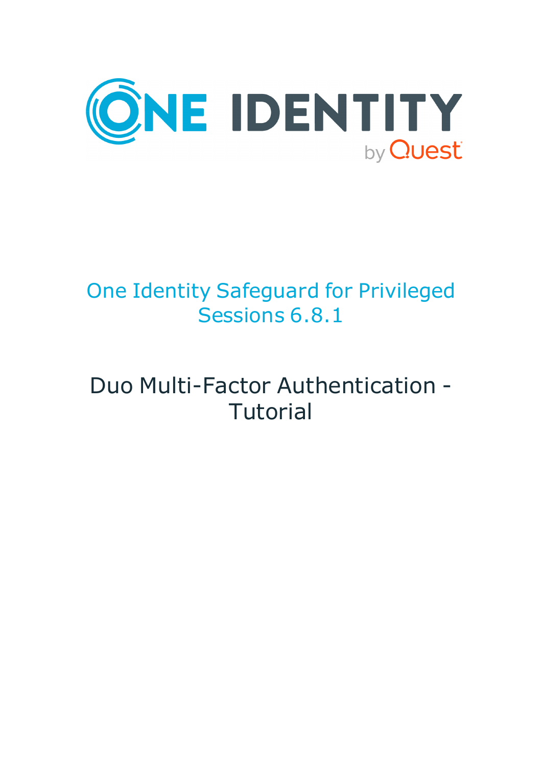# One Identity Safeguard for Privileged Sessions 6.8.1

## Duo Multi-Factor Authentication - Tutorial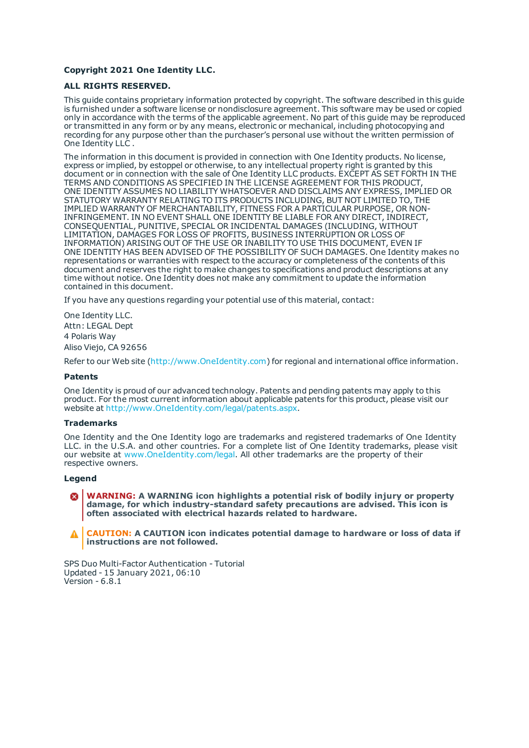**Copyright 2021 One Identity LLC.**

**ALL RIGHTS RESERVED.**

This guide contains proprietary information protected by copyright. The software described in this guide is furnished under a software license or nondisclosure agreement. This software may be used or copied only in accordance with the terms of the applicable agreement. No part of this guide may be reproduced or transmitted in any form or by any means, electronic or mechanical, including photocopying and recording for any purpose other than the purchaser's personal use without the written permission of One Identity LLC .

The information in this document is provided in connection with One Identity products. No license, express or implied, by estoppel or otherwise, to any intellectual property right is granted by this document or in connection with the sale of One Identity LLC products. EXCEPT AS SET FORTH IN THE TERMS AND CONDITIONS AS SPECIFIED IN THE LICENSE AGREEMENT FOR THIS PRODUCT, ONE IDENTITY ASSUMES NO LIABILITY WHATSOEVER AND DISCLAIMS ANY EXPRESS, IMPLIED OR STATUTORY WARRANTY RELATING TO ITS PRODUCTS INCLUDING, BUT NOT LIMITED TO, THE IMPLIED WARRANTY OF MERCHANTABILITY, FITNESS FOR A PARTICULAR PURPOSE, OR NON-INFRINGEMENT. IN NO EVENT SHALL ONE IDENTITY BE LIABLE FOR ANY DIRECT, INDIRECT, CONSEQUENTIAL, PUNITIVE, SPECIAL OR INCIDENTAL DAMAGES (INCLUDING, WITHOUT LIMITATION, DAMAGES FOR LOSS OF PROFITS, BUSINESS INTERRUPTION OR LOSS OF INFORMATION) ARISING OUT OF THE USE OR INABILITY TO USE THIS DOCUMENT, EVEN IF ONE IDENTITY HAS BEEN ADVISED OF THE POSSIBILITY OF SUCH DAMAGES. One Identity makes no representations or warranties with respect to the accuracy or completeness of the contents of this document and reserves the right to make changes to specifications and product descriptions at any time without notice. One Identity does not make any commitment to update the information contained in this document.

If you have any questions regarding your potential use of this material, contact:

One Identity LLC.
Attn: LEGAL Dept
4 Polaris Way
Aliso Viejo, CA 92656

Refer to our Web site (http://www.OneIdentity.com) for regional and international office information.

### Patents

One Identity is proud of our advanced technology. Patents and pending patents may apply to this product. For the most current information about applicable patents for this product, please visit our website at http://www.OneIdentity.com/legal/patents.aspx.

### Trademarks

One Identity and the One Identity logo are trademarks and registered trademarks of One Identity LLC. in the U.S.A. and other countries. For a complete list of One Identity trademarks, please visit our website at www.OneIdentity.com/legal. All other trademarks are the property of their respective owners.

### Legend

**WARNING: A WARNING icon highlights a potential risk of bodily injury or property damage, for which industry-standard safety precautions are advised. This icon is often associated with electrical hazards related to hardware.**

**CAUTION: A CAUTION icon indicates potential damage to hardware or loss of data if instructions are not followed.**

SPS Duo Multi-Factor Authentication - Tutorial
Updated - 15 January 2021, 06:10
Version - 6.8.1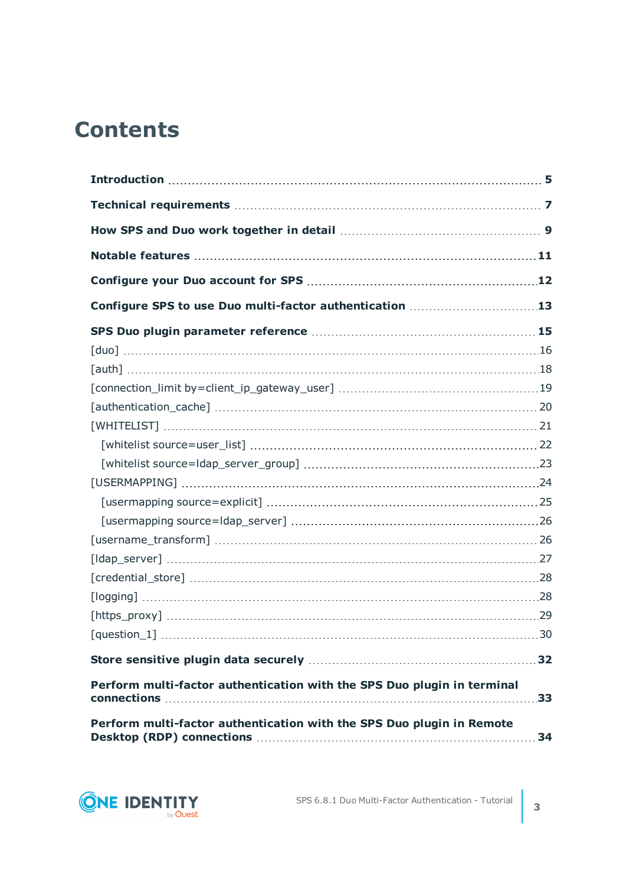# Contents

**Introduction** 5

**Technical requirements** 7

**How SPS and Duo work together in detail** 9

**Notable features** 11

**Configure your Duo account for SPS** 12

**Configure SPS to use Duo multi-factor authentication** 13

**SPS Duo plugin parameter reference** 15

- [duo] 16
- [auth] 18
- [connection_limit by=client_ip_gateway_user] 19
- [authentication_cache] 20
- [WHITELIST] 21
  - [whitelist source=user_list] 22
  - [whitelist source=ldap_server_group] 23
- [USERMAPPING] 24
  - [usermapping source=explicit] 25
  - [usermapping source=ldap_server] 26
- [username_transform] 26
- [ldap_server] 27
- [credential_store] 28
- [logging] 28
- [https_proxy] 29
- [question_1] 30

**Store sensitive plugin data securely** 32

**Perform multi-factor authentication with the SPS Duo plugin in terminal connections** 33

**Perform multi-factor authentication with the SPS Duo plugin in Remote Desktop (RDP) connections** 34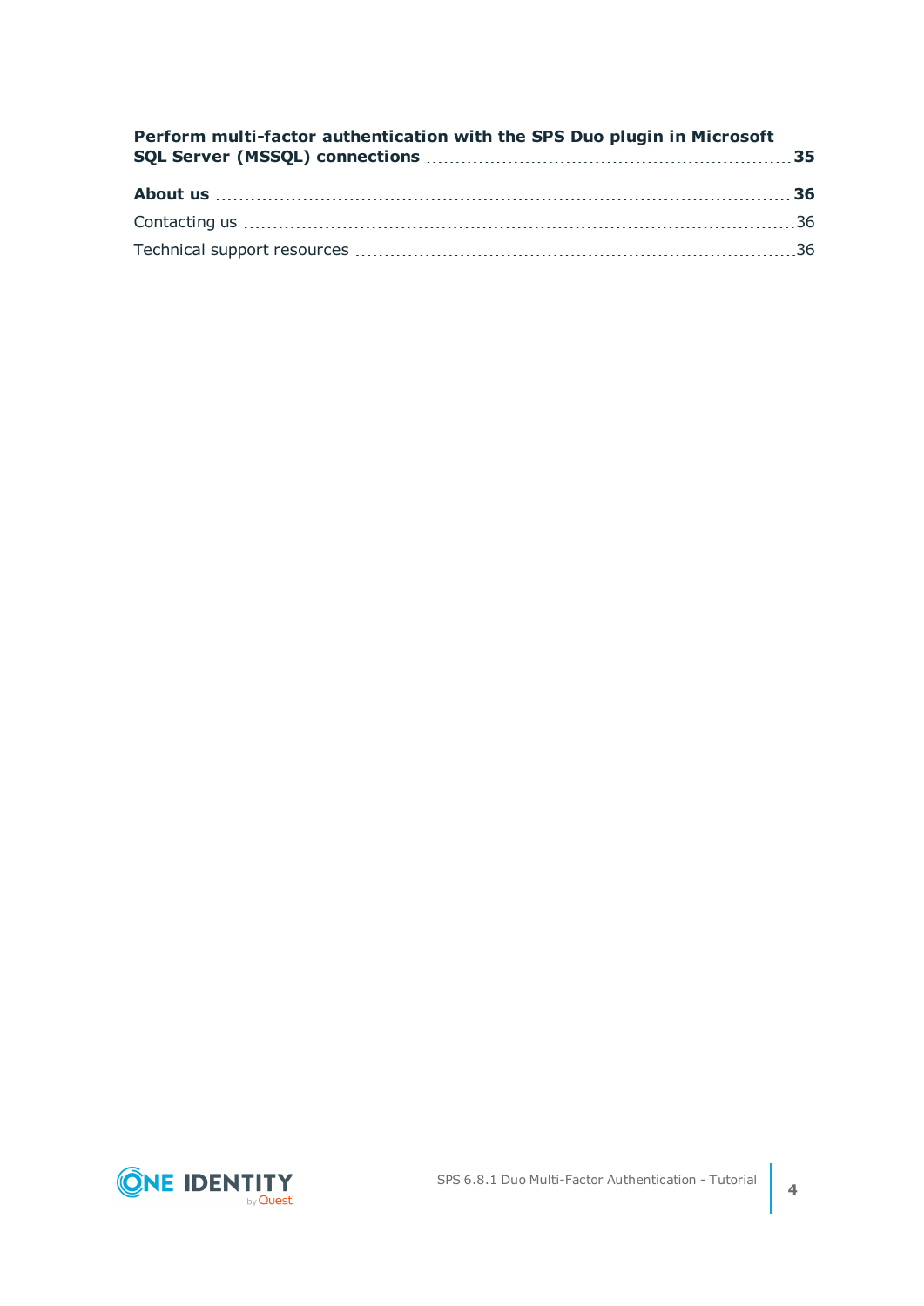**Perform multi-factor authentication with the SPS Duo plugin in Microsoft SQL Server (MSSQL) connections** ... **35**

**About us** ... **36**

Contacting us ... 36

Technical support resources ... 36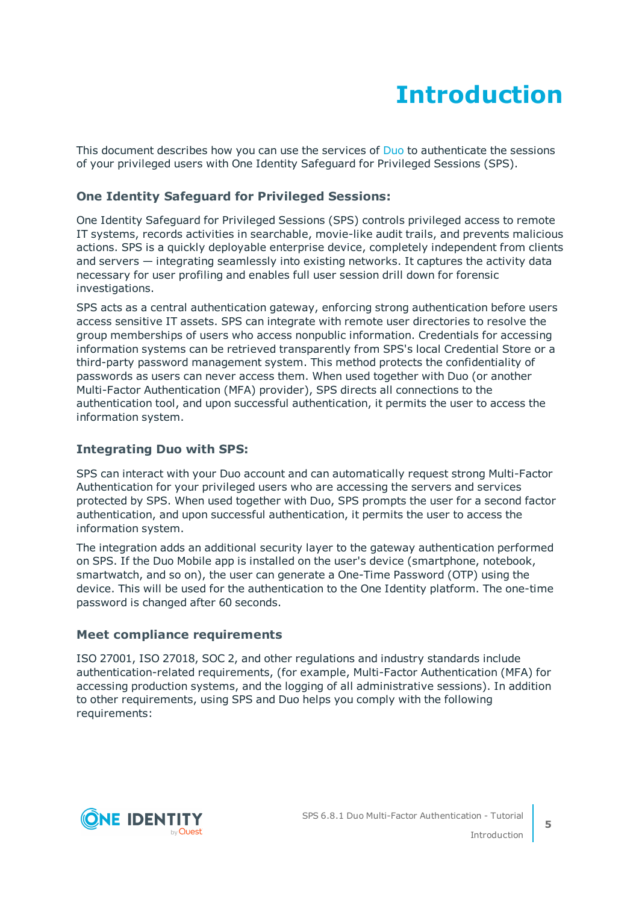# Introduction

This document describes how you can use the services of Duo to authenticate the sessions of your privileged users with One Identity Safeguard for Privileged Sessions (SPS).

### One Identity Safeguard for Privileged Sessions:

One Identity Safeguard for Privileged Sessions (SPS) controls privileged access to remote IT systems, records activities in searchable, movie-like audit trails, and prevents malicious actions. SPS is a quickly deployable enterprise device, completely independent from clients and servers — integrating seamlessly into existing networks. It captures the activity data necessary for user profiling and enables full user session drill down for forensic investigations.

SPS acts as a central authentication gateway, enforcing strong authentication before users access sensitive IT assets. SPS can integrate with remote user directories to resolve the group memberships of users who access nonpublic information. Credentials for accessing information systems can be retrieved transparently from SPS's local Credential Store or a third-party password management system. This method protects the confidentiality of passwords as users can never access them. When used together with Duo (or another Multi-Factor Authentication (MFA) provider), SPS directs all connections to the authentication tool, and upon successful authentication, it permits the user to access the information system.

### Integrating Duo with SPS:

SPS can interact with your Duo account and can automatically request strong Multi-Factor Authentication for your privileged users who are accessing the servers and services protected by SPS. When used together with Duo, SPS prompts the user for a second factor authentication, and upon successful authentication, it permits the user to access the information system.

The integration adds an additional security layer to the gateway authentication performed on SPS. If the Duo Mobile app is installed on the user's device (smartphone, notebook, smartwatch, and so on), the user can generate a One-Time Password (OTP) using the device. This will be used for the authentication to the One Identity platform. The one-time password is changed after 60 seconds.

### Meet compliance requirements

ISO 27001, ISO 27018, SOC 2, and other regulations and industry standards include authentication-related requirements, (for example, Multi-Factor Authentication (MFA) for accessing production systems, and the logging of all administrative sessions). In addition to other requirements, using SPS and Duo helps you comply with the following requirements: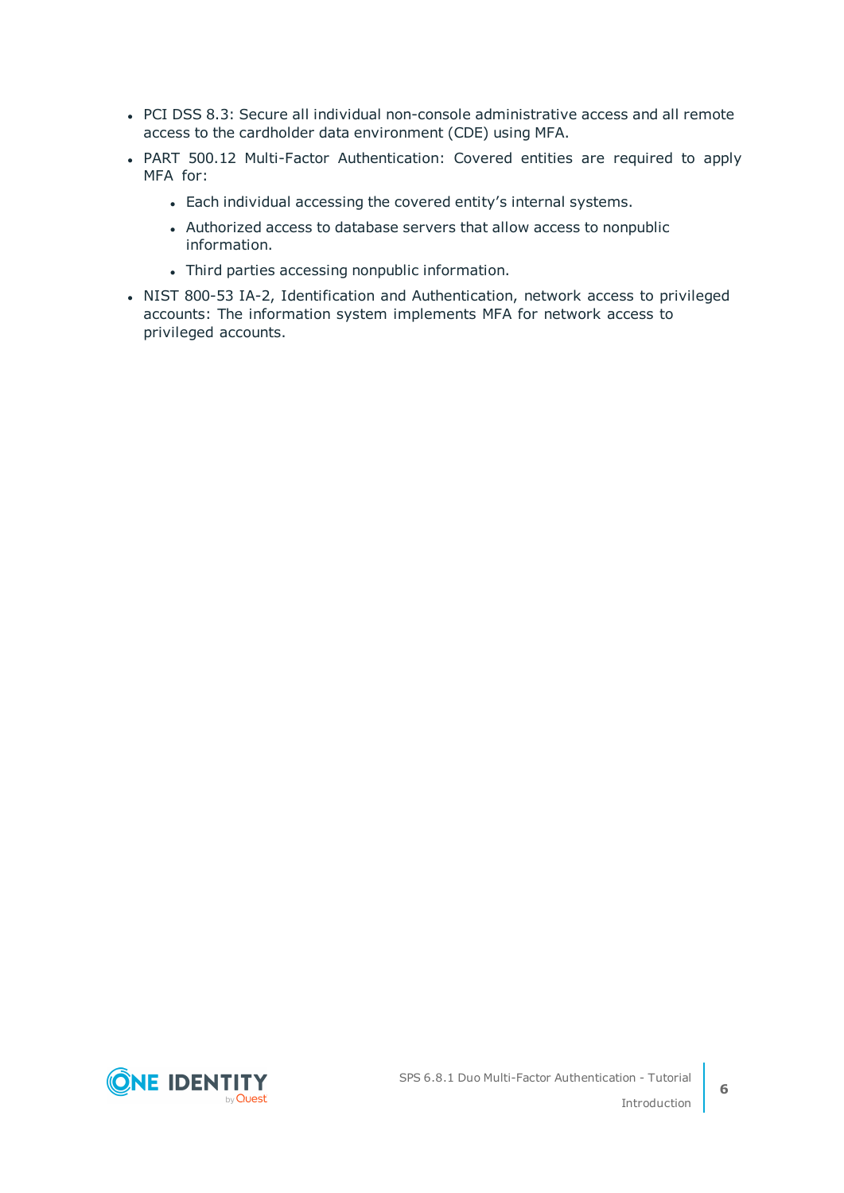- PCI DSS 8.3: Secure all individual non-console administrative access and all remote access to the cardholder data environment (CDE) using MFA.
- PART 500.12 Multi-Factor Authentication: Covered entities are required to apply MFA for:
  - Each individual accessing the covered entity's internal systems.
  - Authorized access to database servers that allow access to nonpublic information.
  - Third parties accessing nonpublic information.
- NIST 800-53 IA-2, Identification and Authentication, network access to privileged accounts: The information system implements MFA for network access to privileged accounts.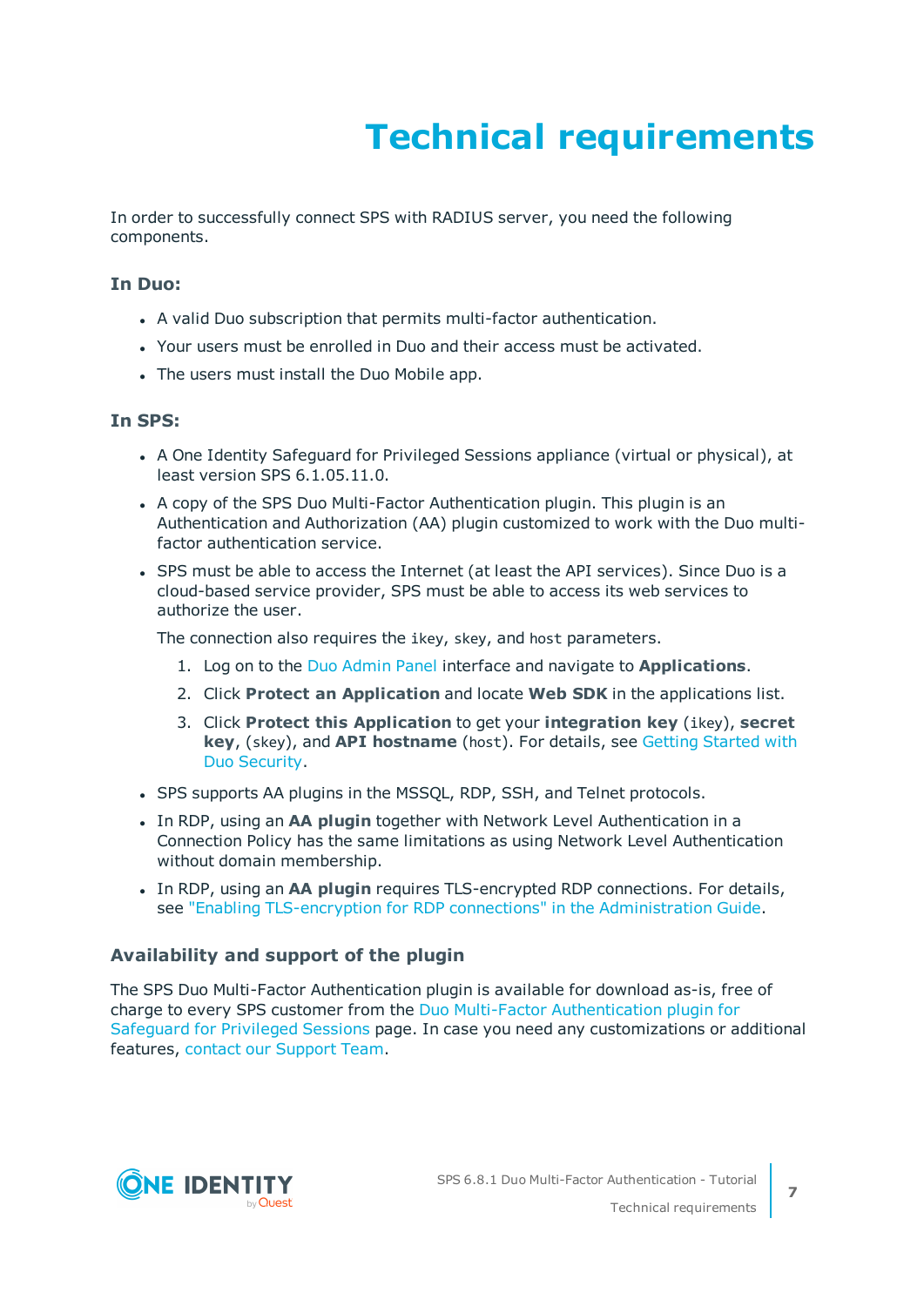# Technical requirements

In order to successfully connect SPS with RADIUS server, you need the following components.

### In Duo:

- A valid Duo subscription that permits multi-factor authentication.
- Your users must be enrolled in Duo and their access must be activated.
- The users must install the Duo Mobile app.

### In SPS:

- A One Identity Safeguard for Privileged Sessions appliance (virtual or physical), at least version SPS 6.1.05.11.0.
- A copy of the SPS Duo Multi-Factor Authentication plugin. This plugin is an Authentication and Authorization (AA) plugin customized to work with the Duo multi-factor authentication service.
- SPS must be able to access the Internet (at least the API services). Since Duo is a cloud-based service provider, SPS must be able to access its web services to authorize the user.

  The connection also requires the `ikey`, `skey`, and `host` parameters.

  1. Log on to the Duo Admin Panel interface and navigate to **Applications**.
  2. Click **Protect an Application** and locate **Web SDK** in the applications list.
  3. Click **Protect this Application** to get your **integration key** (`ikey`), **secret key**, (`skey`), and **API hostname** (`host`). For details, see Getting Started with Duo Security.

- SPS supports AA plugins in the MSSQL, RDP, SSH, and Telnet protocols.
- In RDP, using an **AA plugin** together with Network Level Authentication in a Connection Policy has the same limitations as using Network Level Authentication without domain membership.
- In RDP, using an **AA plugin** requires TLS-encrypted RDP connections. For details, see "Enabling TLS-encryption for RDP connections" in the Administration Guide.

### Availability and support of the plugin

The SPS Duo Multi-Factor Authentication plugin is available for download as-is, free of charge to every SPS customer from the Duo Multi-Factor Authentication plugin for Safeguard for Privileged Sessions page. In case you need any customizations or additional features, contact our Support Team.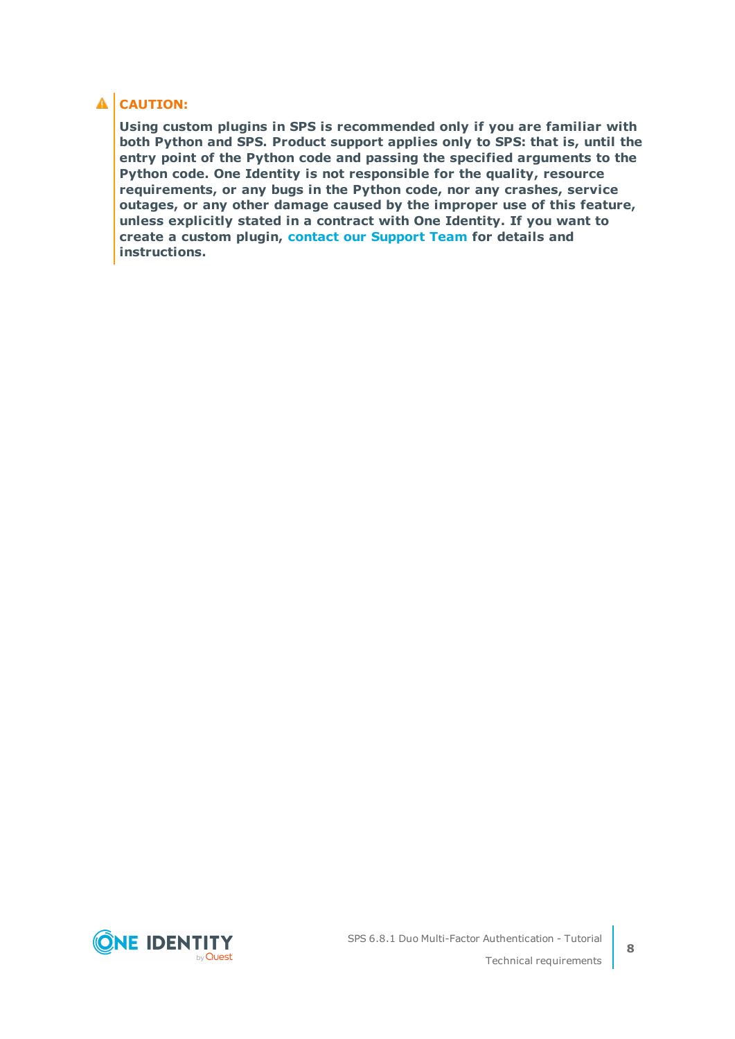**CAUTION:**

**Using custom plugins in SPS is recommended only if you are familiar with both Python and SPS. Product support applies only to SPS: that is, until the entry point of the Python code and passing the specified arguments to the Python code. One Identity is not responsible for the quality, resource requirements, or any bugs in the Python code, nor any crashes, service outages, or any other damage caused by the improper use of this feature, unless explicitly stated in a contract with One Identity. If you want to create a custom plugin, contact our Support Team for details and instructions.**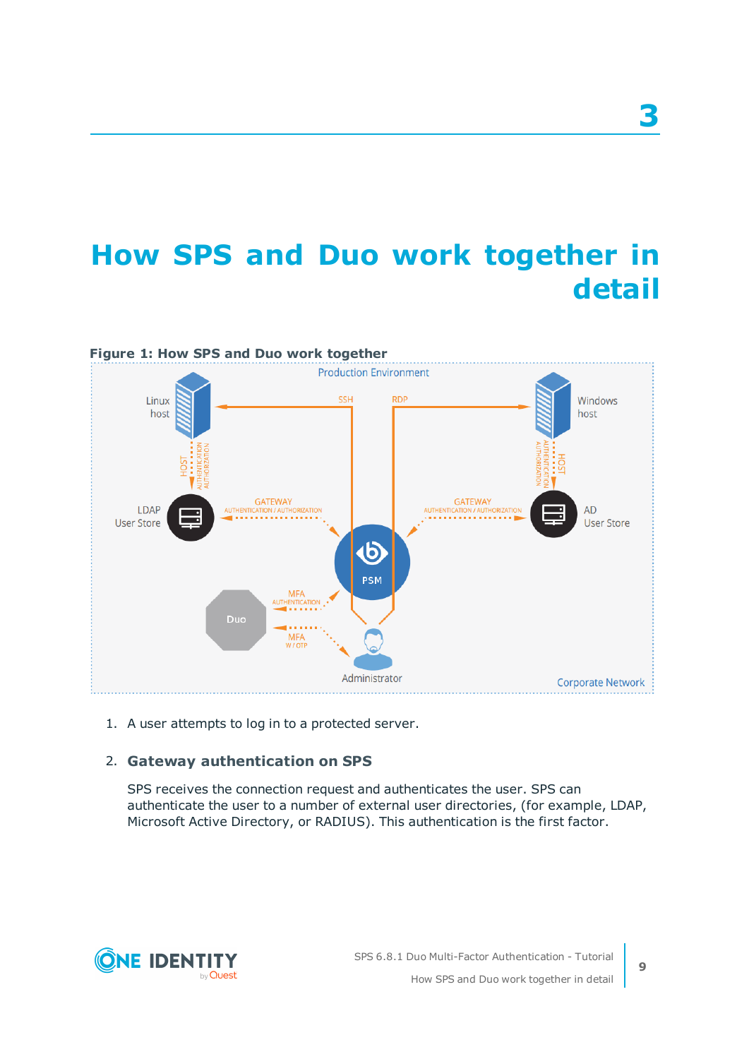# How SPS and Duo work together in detail

**Figure 1: How SPS and Duo work together**

1. A user attempts to log in to a protected server.
2. **Gateway authentication on SPS**

   SPS receives the connection request and authenticates the user. SPS can authenticate the user to a number of external user directories, (for example, LDAP, Microsoft Active Directory, or RADIUS). This authentication is the first factor.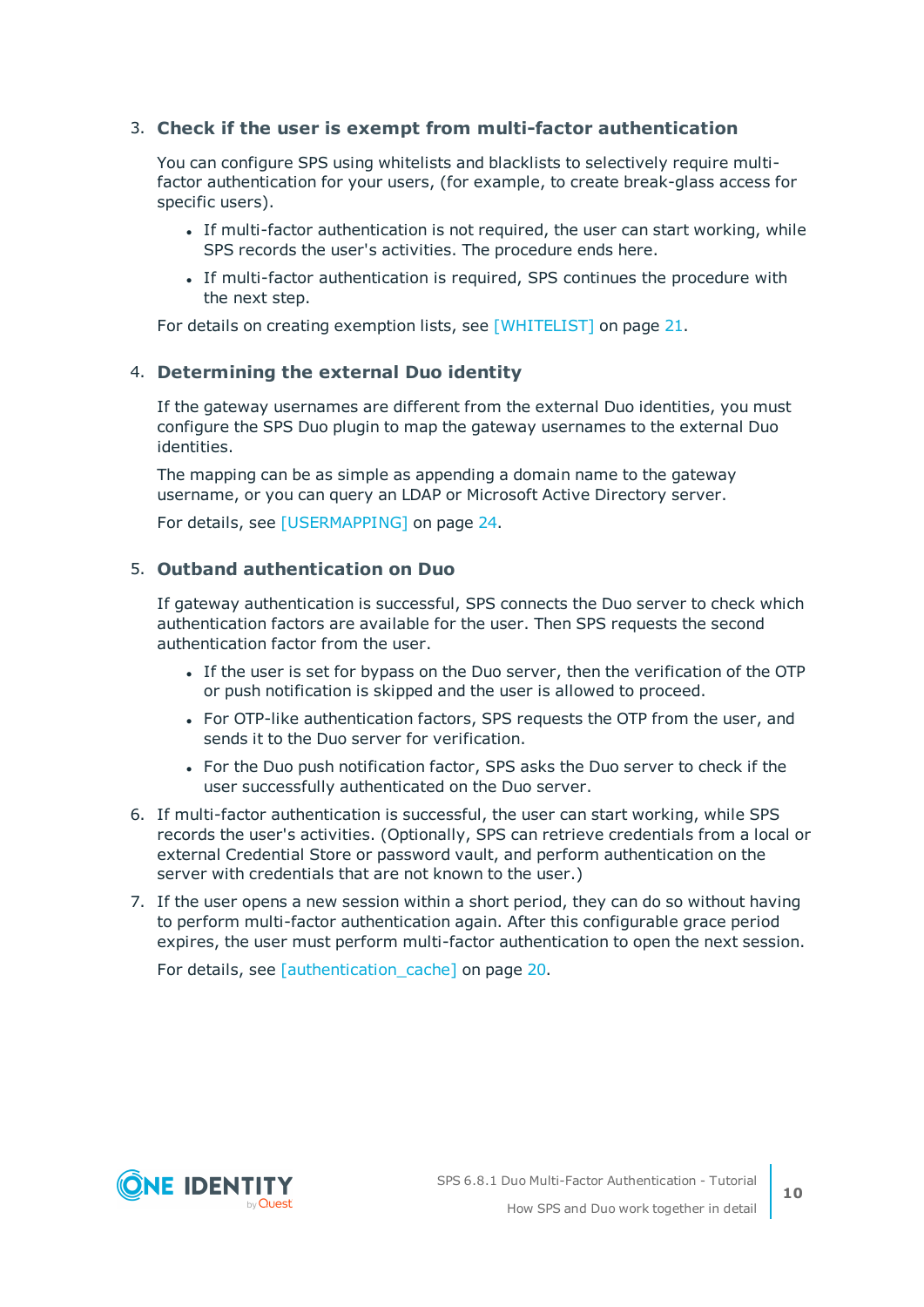3. **Check if the user is exempt from multi-factor authentication**

   You can configure SPS using whitelists and blacklists to selectively require multi-factor authentication for your users, (for example, to create break-glass access for specific users).

   - If multi-factor authentication is not required, the user can start working, while SPS records the user's activities. The procedure ends here.
   - If multi-factor authentication is required, SPS continues the procedure with the next step.

   For details on creating exemption lists, see [WHITELIST] on page 21.

4. **Determining the external Duo identity**

   If the gateway usernames are different from the external Duo identities, you must configure the SPS Duo plugin to map the gateway usernames to the external Duo identities.

   The mapping can be as simple as appending a domain name to the gateway username, or you can query an LDAP or Microsoft Active Directory server.

   For details, see [USERMAPPING] on page 24.

5. **Outband authentication on Duo**

   If gateway authentication is successful, SPS connects the Duo server to check which authentication factors are available for the user. Then SPS requests the second authentication factor from the user.

   - If the user is set for bypass on the Duo server, then the verification of the OTP or push notification is skipped and the user is allowed to proceed.
   - For OTP-like authentication factors, SPS requests the OTP from the user, and sends it to the Duo server for verification.
   - For the Duo push notification factor, SPS asks the Duo server to check if the user successfully authenticated on the Duo server.

6. If multi-factor authentication is successful, the user can start working, while SPS records the user's activities. (Optionally, SPS can retrieve credentials from a local or external Credential Store or password vault, and perform authentication on the server with credentials that are not known to the user.)

7. If the user opens a new session within a short period, they can do so without having to perform multi-factor authentication again. After this configurable grace period expires, the user must perform multi-factor authentication to open the next session.

   For details, see [authentication_cache] on page 20.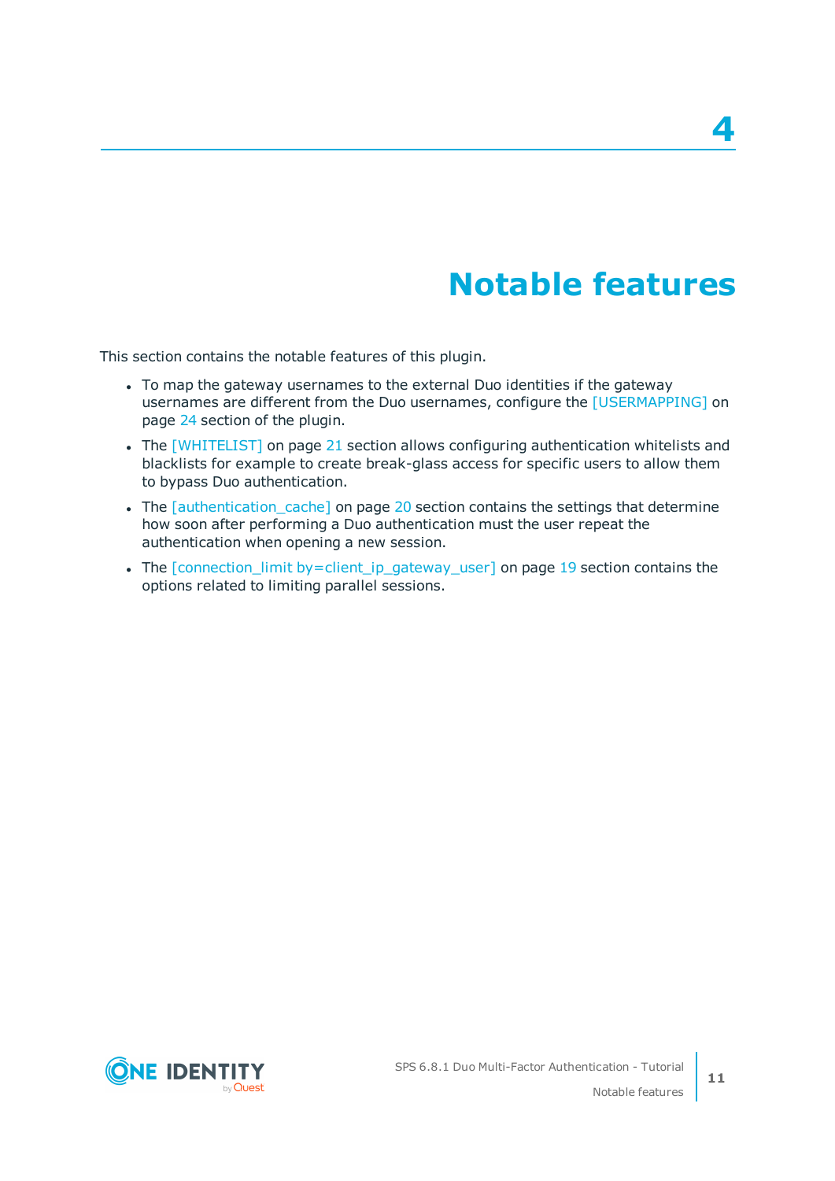# 4 Notable features

This section contains the notable features of this plugin.

- To map the gateway usernames to the external Duo identities if the gateway usernames are different from the Duo usernames, configure the [USERMAPPING] on page 24 section of the plugin.
- The [WHITELIST] on page 21 section allows configuring authentication whitelists and blacklists for example to create break-glass access for specific users to allow them to bypass Duo authentication.
- The [authentication_cache] on page 20 section contains the settings that determine how soon after performing a Duo authentication must the user repeat the authentication when opening a new session.
- The [connection_limit by=client_ip_gateway_user] on page 19 section contains the options related to limiting parallel sessions.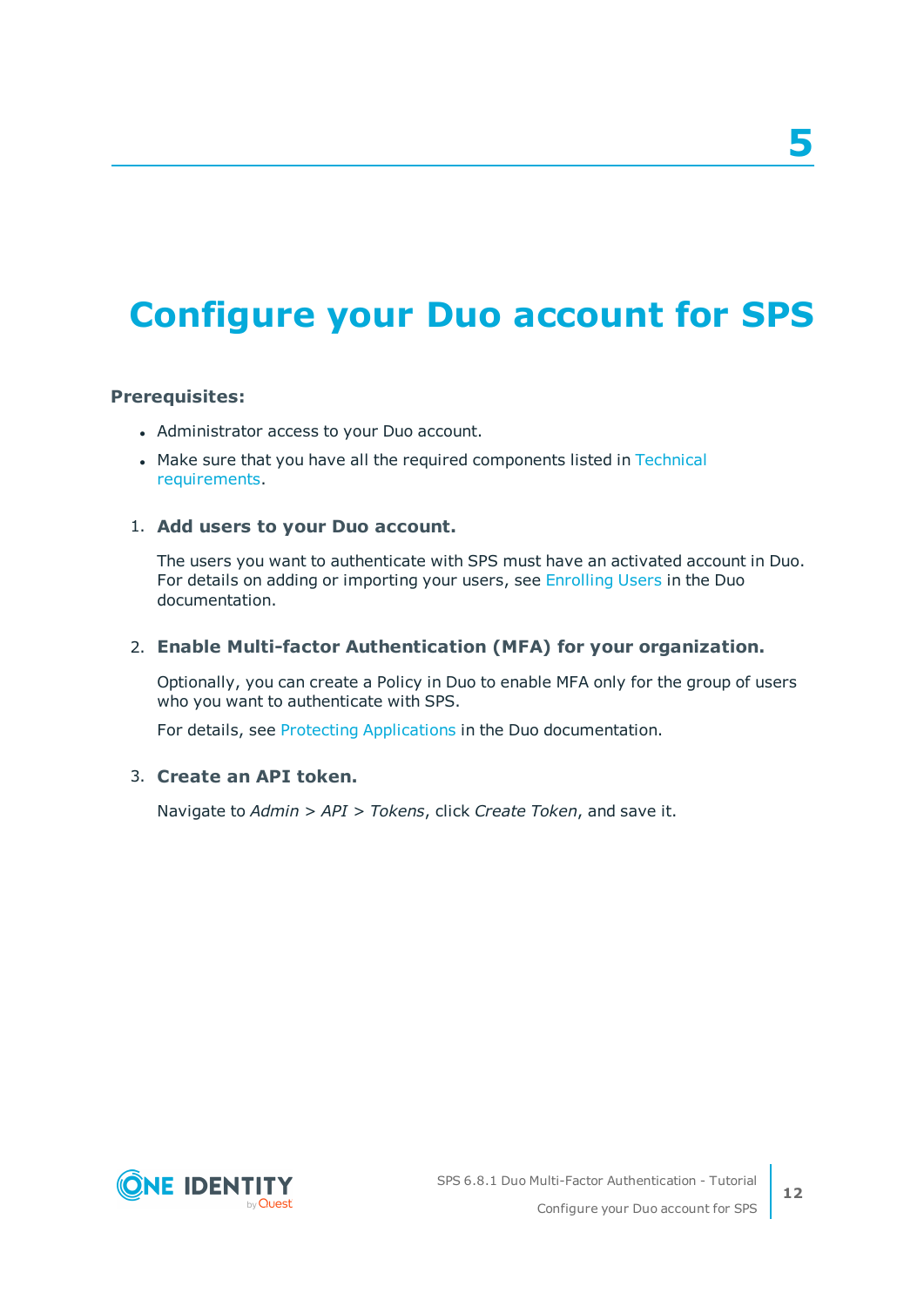# 5 Configure your Duo account for SPS

**Prerequisites:**

- Administrator access to your Duo account.
- Make sure that you have all the required components listed in Technical requirements.

1. **Add users to your Duo account.**

   The users you want to authenticate with SPS must have an activated account in Duo. For details on adding or importing your users, see Enrolling Users in the Duo documentation.

2. **Enable Multi-factor Authentication (MFA) for your organization.**

   Optionally, you can create a Policy in Duo to enable MFA only for the group of users who you want to authenticate with SPS.

   For details, see Protecting Applications in the Duo documentation.

3. **Create an API token.**

   Navigate to *Admin* > *API* > *Tokens*, click *Create Token*, and save it.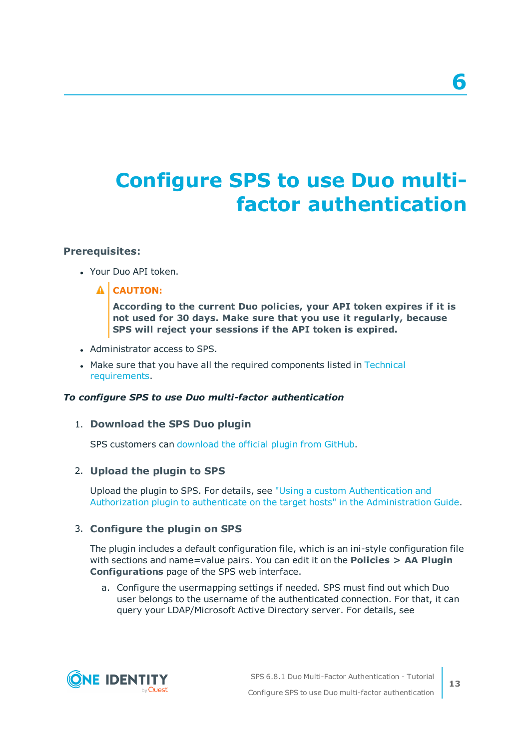# 6 Configure SPS to use Duo multi-factor authentication

**Prerequisites:**

- Your Duo API token.

  > **CAUTION:**
  >
  > **According to the current Duo policies, your API token expires if it is not used for 30 days. Make sure that you use it regularly, because SPS will reject your sessions if the API token is expired.**

- Administrator access to SPS.
- Make sure that you have all the required components listed in Technical requirements.

***To configure SPS to use Duo multi-factor authentication***

1. **Download the SPS Duo plugin**

   SPS customers can download the official plugin from GitHub.

2. **Upload the plugin to SPS**

   Upload the plugin to SPS. For details, see "Using a custom Authentication and Authorization plugin to authenticate on the target hosts" in the Administration Guide.

3. **Configure the plugin on SPS**

   The plugin includes a default configuration file, which is an ini-style configuration file with sections and name=value pairs. You can edit it on the **Policies > AA Plugin Configurations** page of the SPS web interface.

   a. Configure the usermapping settings if needed. SPS must find out which Duo user belongs to the username of the authenticated connection. For that, it can query your LDAP/Microsoft Active Directory server. For details, see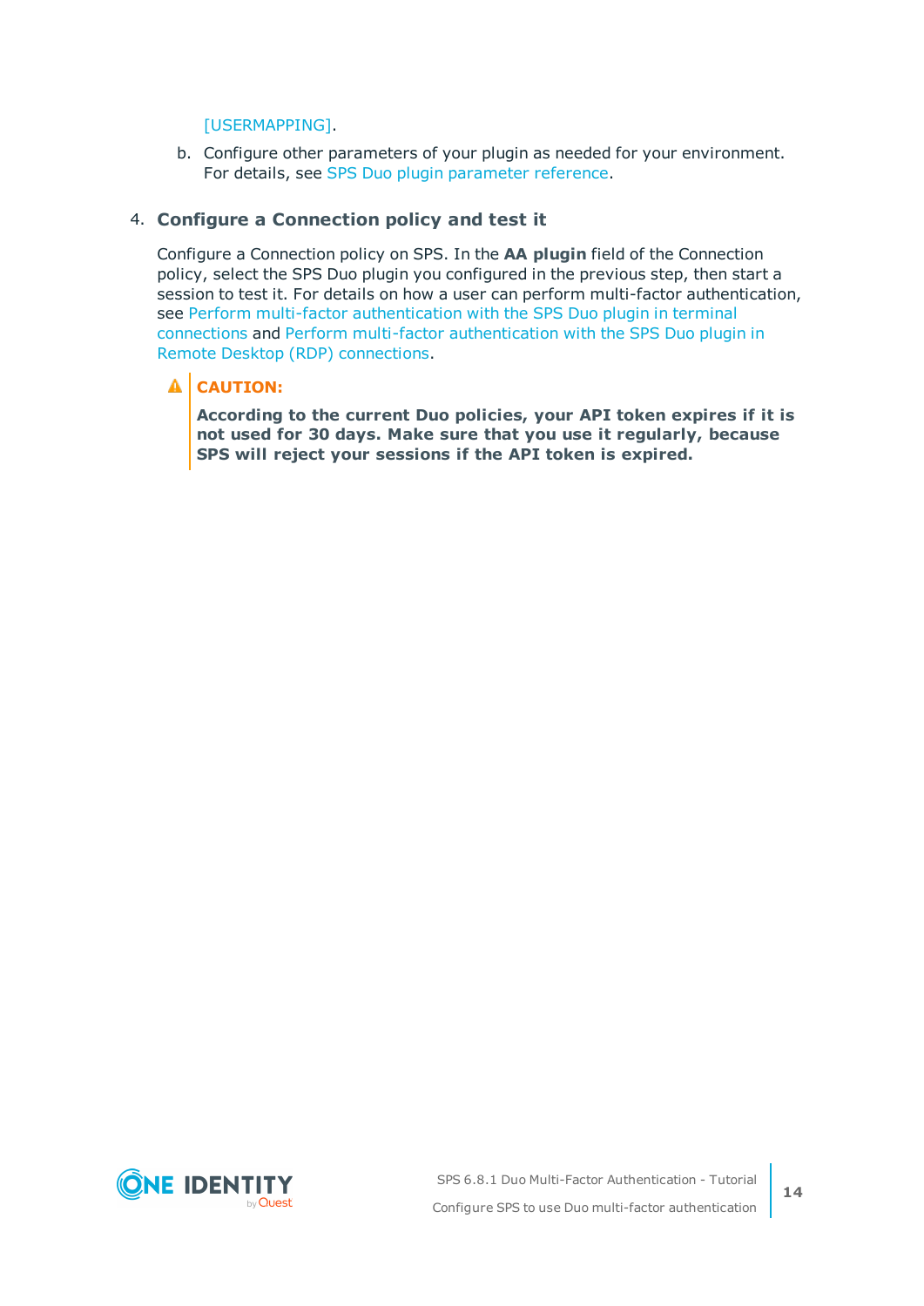[USERMAPPING].

   b. Configure other parameters of your plugin as needed for your environment. For details, see SPS Duo plugin parameter reference.

4. **Configure a Connection policy and test it**

   Configure a Connection policy on SPS. In the **AA plugin** field of the Connection policy, select the SPS Duo plugin you configured in the previous step, then start a session to test it. For details on how a user can perform multi-factor authentication, see Perform multi-factor authentication with the SPS Duo plugin in terminal connections and Perform multi-factor authentication with the SPS Duo plugin in Remote Desktop (RDP) connections.

   > **CAUTION:**
   >
   > **According to the current Duo policies, your API token expires if it is not used for 30 days. Make sure that you use it regularly, because SPS will reject your sessions if the API token is expired.**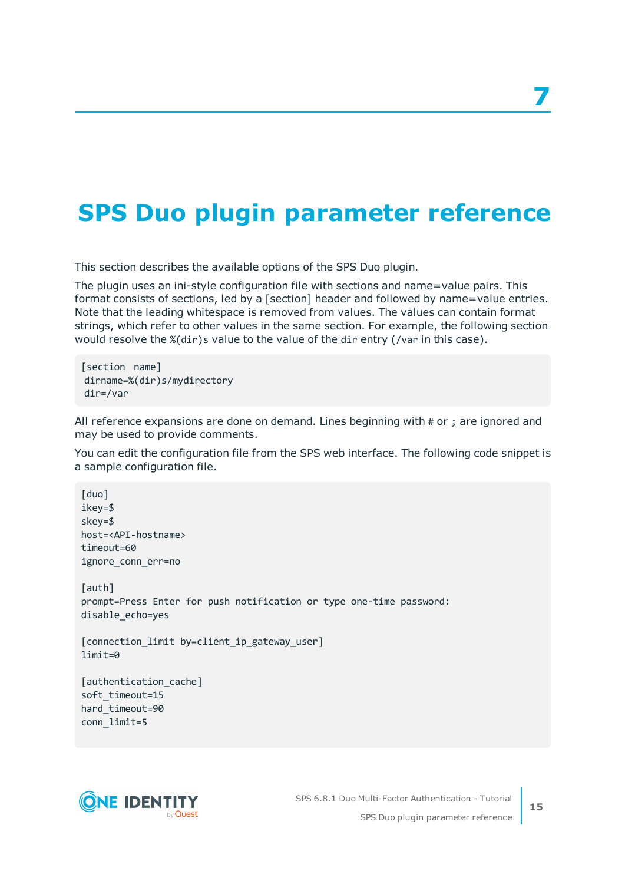# 7

# SPS Duo plugin parameter reference

This section describes the available options of the SPS Duo plugin.

The plugin uses an ini-style configuration file with sections and name=value pairs. This format consists of sections, led by a [section] header and followed by name=value entries. Note that the leading whitespace is removed from values. The values can contain format strings, which refer to other values in the same section. For example, the following section would resolve the `%(dir)s` value to the value of the `dir` entry (`/var` in this case).

```
[section  name]
 dirname=%(dir)s/mydirectory
 dir=/var
```

All reference expansions are done on demand. Lines beginning with `#` or `;` are ignored and may be used to provide comments.

You can edit the configuration file from the SPS web interface. The following code snippet is a sample configuration file.

```
[duo]
ikey=$
skey=$
host=<API-hostname>
timeout=60
ignore_conn_err=no

[auth]
prompt=Press Enter for push notification or type one-time password:
disable_echo=yes

[connection_limit by=client_ip_gateway_user]
limit=0

[authentication_cache]
soft_timeout=15
hard_timeout=90
conn_limit=5
```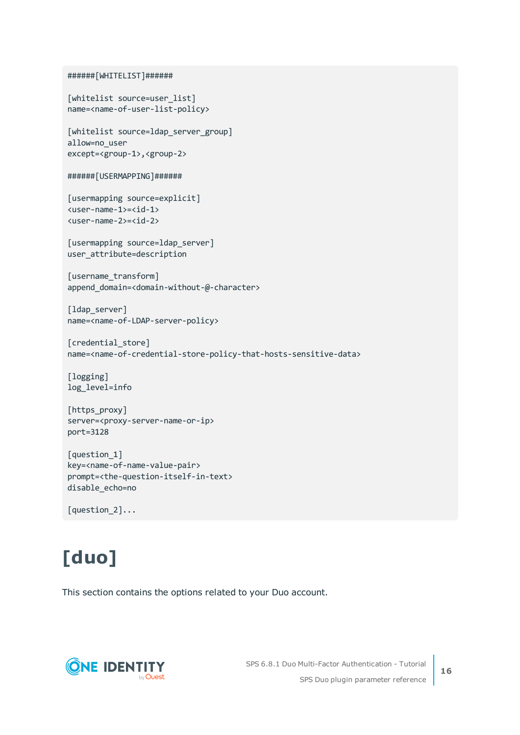```
######[WHITELIST]######

[whitelist source=user_list]
name=<name-of-user-list-policy>

[whitelist source=ldap_server_group]
allow=no_user
except=<group-1>,<group-2>

######[USERMAPPING]######

[usermapping source=explicit]
<user-name-1>=<id-1>
<user-name-2>=<id-2>

[usermapping source=ldap_server]
user_attribute=description

[username_transform]
append_domain=<domain-without-@-character>

[ldap_server]
name=<name-of-LDAP-server-policy>

[credential_store]
name=<name-of-credential-store-policy-that-hosts-sensitive-data>

[logging]
log_level=info

[https_proxy]
server=<proxy-server-name-or-ip>
port=3128

[question_1]
key=<name-of-name-value-pair>
prompt=<the-question-itself-in-text>
disable_echo=no

[question_2]...
```

# [duo]

This section contains the options related to your Duo account.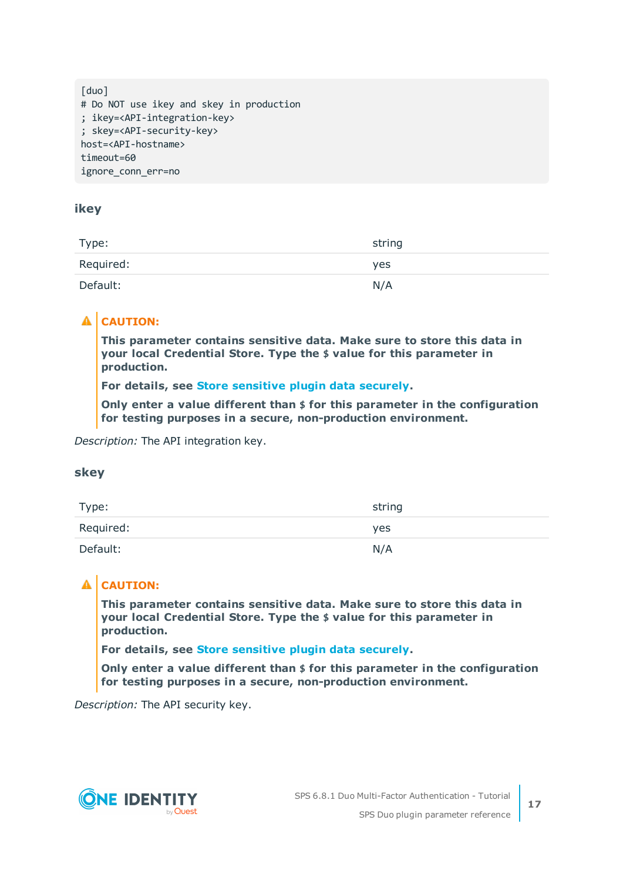```
[duo]
# Do NOT use ikey and skey in production
; ikey=<API-integration-key>
; skey=<API-security-key>
host=<API-hostname>
timeout=60
ignore_conn_err=no
```

### ikey

| | |
|---|---|
| Type: | string |
| Required: | yes |
| Default: | N/A |

> **CAUTION:**
>
> **This parameter contains sensitive data. Make sure to store this data in your local Credential Store. Type the $ value for this parameter in production.**
>
> **For details, see Store sensitive plugin data securely.**
>
> **Only enter a value different than $ for this parameter in the configuration for testing purposes in a secure, non-production environment.**

*Description:* The API integration key.

### skey

| | |
|---|---|
| Type: | string |
| Required: | yes |
| Default: | N/A |

> **CAUTION:**
>
> **This parameter contains sensitive data. Make sure to store this data in your local Credential Store. Type the $ value for this parameter in production.**
>
> **For details, see Store sensitive plugin data securely.**
>
> **Only enter a value different than $ for this parameter in the configuration for testing purposes in a secure, non-production environment.**

*Description:* The API security key.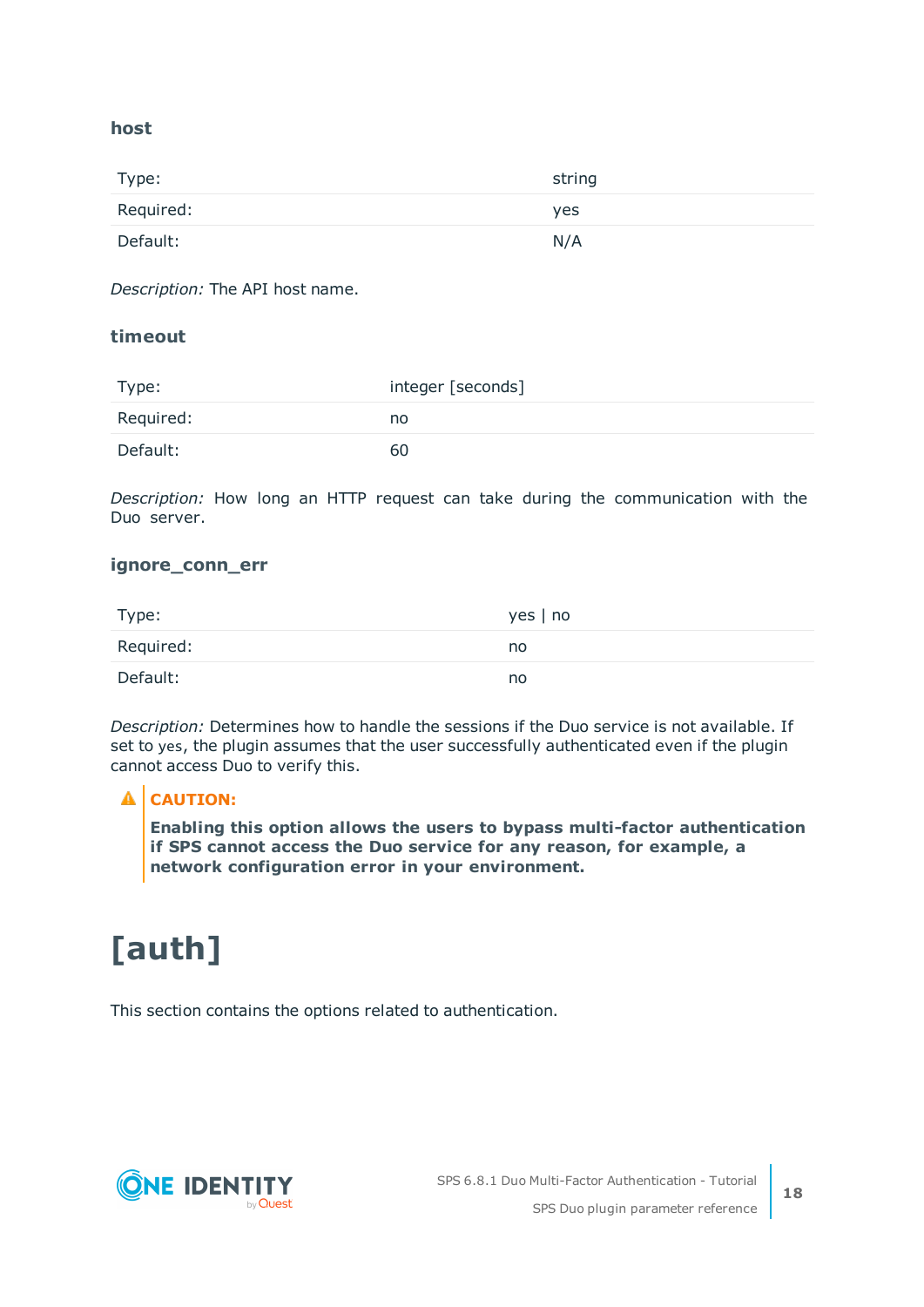### host

| Type: | string |
|---|---|
| Required: | yes |
| Default: | N/A |

*Description:* The API host name.

### timeout

| Type: | integer [seconds] |
|---|---|
| Required: | no |
| Default: | 60 |

*Description:* How long an HTTP request can take during the communication with the Duo server.

### ignore_conn_err

| Type: | yes \| no |
|---|---|
| Required: | no |
| Default: | no |

*Description:* Determines how to handle the sessions if the Duo service is not available. If set to `yes`, the plugin assumes that the user successfully authenticated even if the plugin cannot access Duo to verify this.

> **CAUTION:**
>
> **Enabling this option allows the users to bypass multi-factor authentication if SPS cannot access the Duo service for any reason, for example, a network configuration error in your environment.**

# [auth]

This section contains the options related to authentication.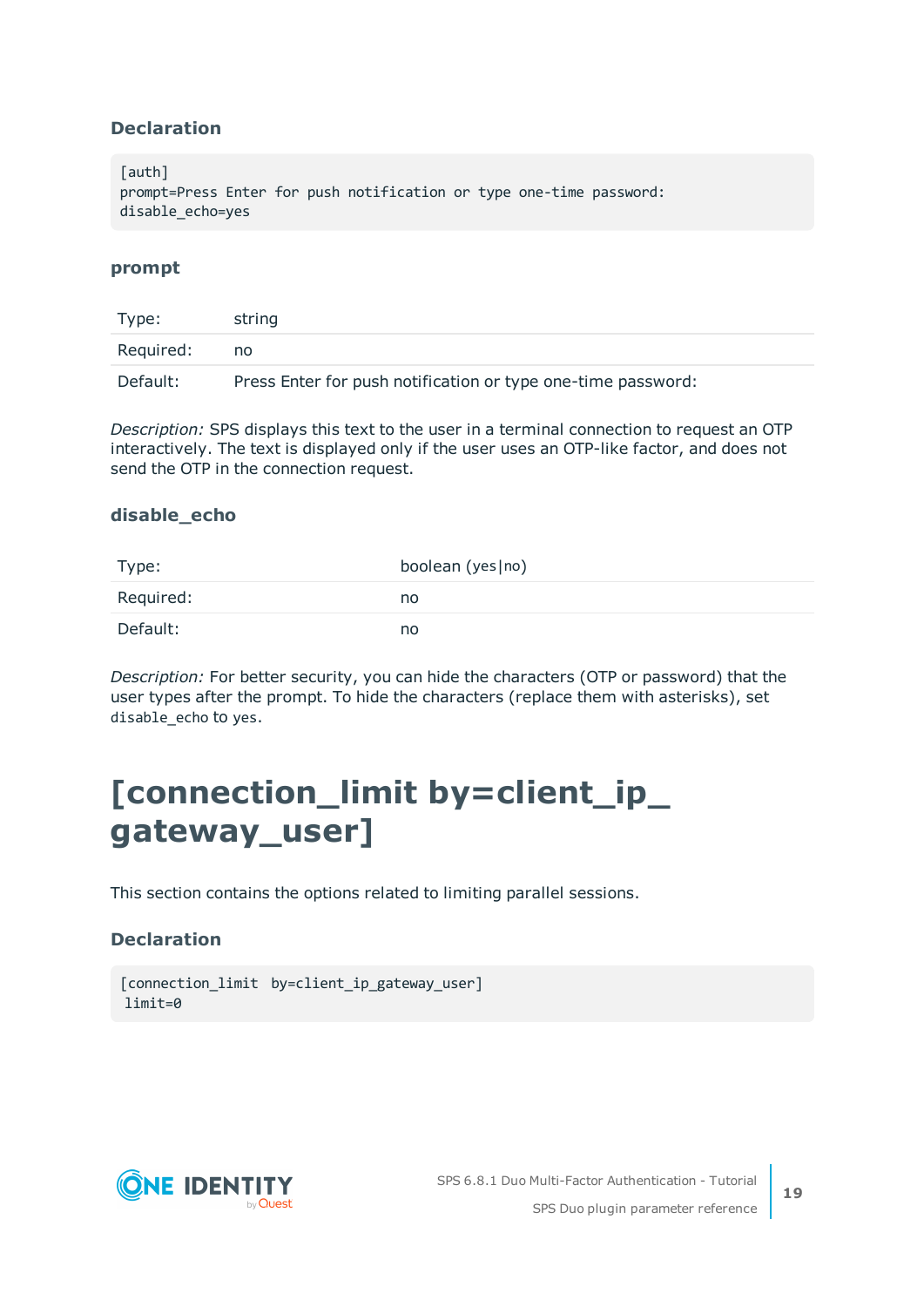### Declaration

```
[auth]
prompt=Press Enter for push notification or type one-time password:
disable_echo=yes
```

### prompt

| Type: | string |
|---|---|
| Required: | no |
| Default: | Press Enter for push notification or type one-time password: |

*Description:* SPS displays this text to the user in a terminal connection to request an OTP interactively. The text is displayed only if the user uses an OTP-like factor, and does not send the OTP in the connection request.

### disable_echo

| Type: | boolean (yes\|no) |
|---|---|
| Required: | no |
| Default: | no |

*Description:* For better security, you can hide the characters (OTP or password) that the user types after the prompt. To hide the characters (replace them with asterisks), set `disable_echo` to `yes`.

# [connection_limit by=client_ip_gateway_user]

This section contains the options related to limiting parallel sessions.

### Declaration

```
[connection_limit  by=client_ip_gateway_user]
 limit=0
```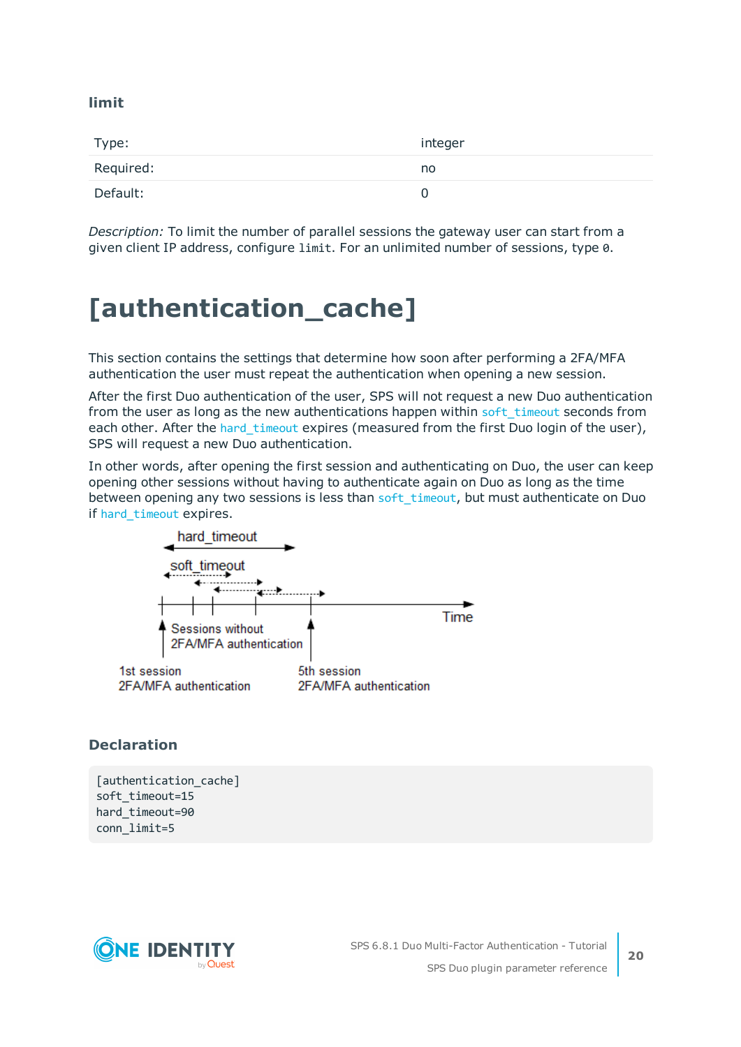### limit

| Type: | integer |
|---|---|
| Required: | no |
| Default: | 0 |

*Description:* To limit the number of parallel sessions the gateway user can start from a given client IP address, configure `limit`. For an unlimited number of sessions, type `0`.

# [authentication_cache]

This section contains the settings that determine how soon after performing a 2FA/MFA authentication the user must repeat the authentication when opening a new session.

After the first Duo authentication of the user, SPS will not request a new Duo authentication from the user as long as the new authentications happen within `soft_timeout` seconds from each other. After the `hard_timeout` expires (measured from the first Duo login of the user), SPS will request a new Duo authentication.

In other words, after opening the first session and authenticating on Duo, the user can keep opening other sessions without having to authenticate again on Duo as long as the time between opening any two sessions is less than `soft_timeout`, but must authenticate on Duo if `hard_timeout` expires.

hard_timeout

soft_timeout

Time

Sessions without 2FA/MFA authentication

1st session 2FA/MFA authentication

5th session 2FA/MFA authentication

### Declaration

```
[authentication_cache]
soft_timeout=15
hard_timeout=90
conn_limit=5
```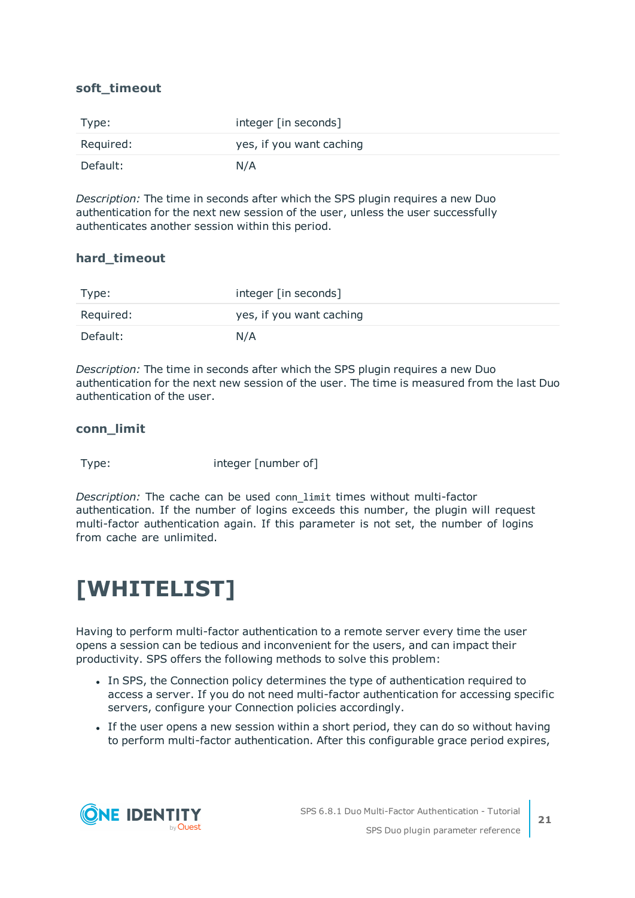### soft_timeout

| Type: | integer [in seconds] |
|---|---|
| Required: | yes, if you want caching |
| Default: | N/A |

*Description:* The time in seconds after which the SPS plugin requires a new Duo authentication for the next new session of the user, unless the user successfully authenticates another session within this period.

### hard_timeout

| Type: | integer [in seconds] |
|---|---|
| Required: | yes, if you want caching |
| Default: | N/A |

*Description:* The time in seconds after which the SPS plugin requires a new Duo authentication for the next new session of the user. The time is measured from the last Duo authentication of the user.

### conn_limit

| Type: | integer [number of] |
|---|---|

*Description:* The cache can be used `conn_limit` times without multi-factor authentication. If the number of logins exceeds this number, the plugin will request multi-factor authentication again. If this parameter is not set, the number of logins from cache are unlimited.

# [WHITELIST]

Having to perform multi-factor authentication to a remote server every time the user opens a session can be tedious and inconvenient for the users, and can impact their productivity. SPS offers the following methods to solve this problem:

- In SPS, the Connection policy determines the type of authentication required to access a server. If you do not need multi-factor authentication for accessing specific servers, configure your Connection policies accordingly.
- If the user opens a new session within a short period, they can do so without having to perform multi-factor authentication. After this configurable grace period expires,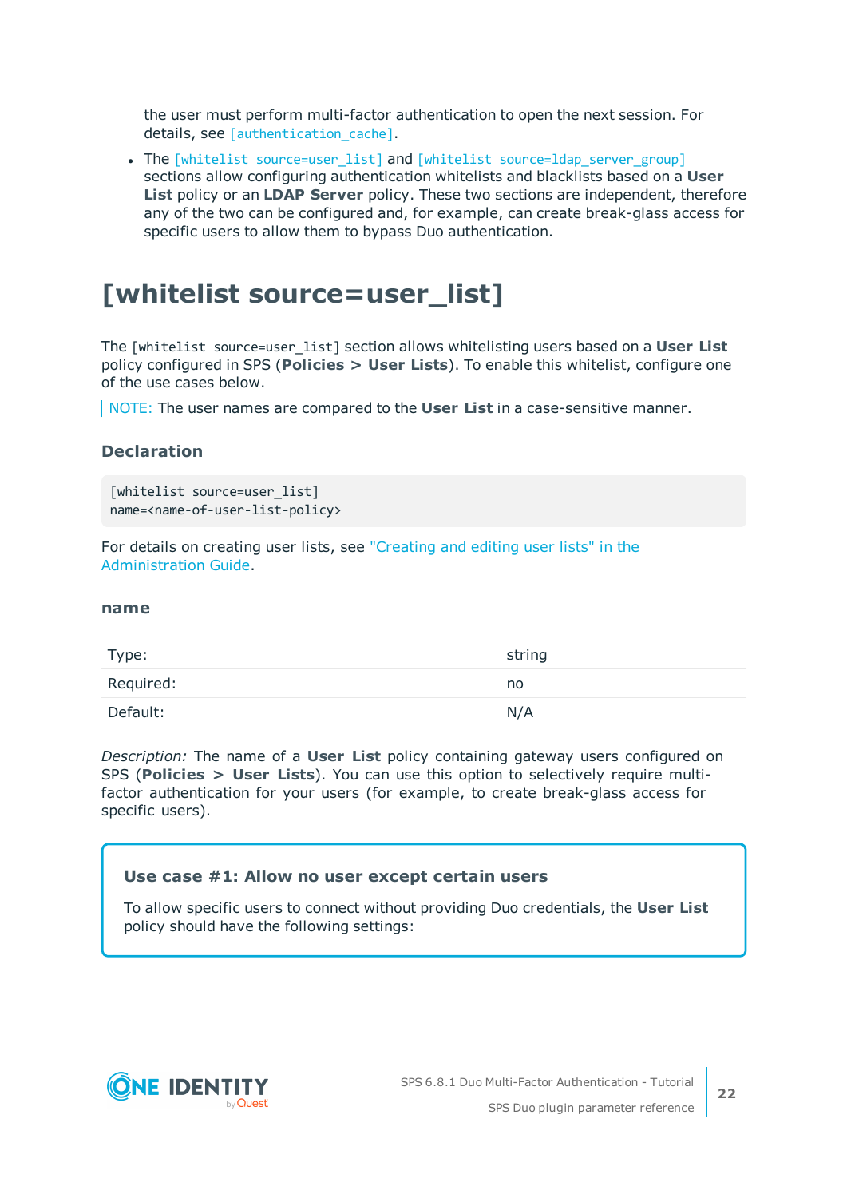the user must perform multi-factor authentication to open the next session. For details, see [authentication_cache].

- The [whitelist source=user_list] and [whitelist source=ldap_server_group] sections allow configuring authentication whitelists and blacklists based on a **User List** policy or an **LDAP Server** policy. These two sections are independent, therefore any of the two can be configured and, for example, can create break-glass access for specific users to allow them to bypass Duo authentication.

# [whitelist source=user_list]

The `[whitelist source=user_list]` section allows whitelisting users based on a **User List** policy configured in SPS (**Policies > User Lists**). To enable this whitelist, configure one of the use cases below.

NOTE: The user names are compared to the **User List** in a case-sensitive manner.

### Declaration

```
[whitelist source=user_list]
name=<name-of-user-list-policy>
```

For details on creating user lists, see "Creating and editing user lists" in the Administration Guide.

#### name

| | |
|---|---|
| Type: | string |
| Required: | no |
| Default: | N/A |

*Description:* The name of a **User List** policy containing gateway users configured on SPS (**Policies > User Lists**). You can use this option to selectively require multi-factor authentication for your users (for example, to create break-glass access for specific users).

#### Use case #1: Allow no user except certain users

To allow specific users to connect without providing Duo credentials, the **User List** policy should have the following settings: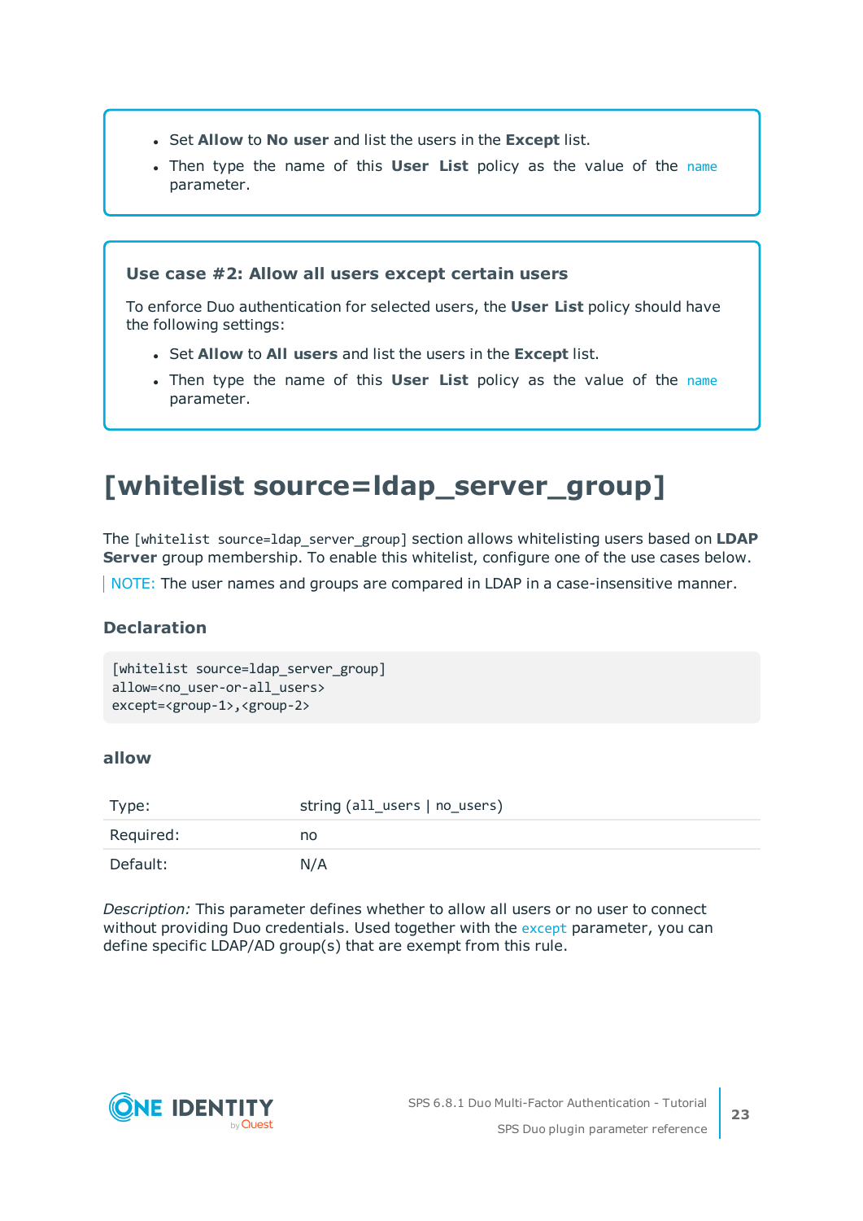- Set **Allow** to **No user** and list the users in the **Except** list.
- Then type the name of this **User List** policy as the value of the `name` parameter.

**Use case #2: Allow all users except certain users**

To enforce Duo authentication for selected users, the **User List** policy should have the following settings:

- Set **Allow** to **All users** and list the users in the **Except** list.
- Then type the name of this **User List** policy as the value of the `name` parameter.

# [whitelist source=ldap_server_group]

The `[whitelist source=ldap_server_group]` section allows whitelisting users based on **LDAP Server** group membership. To enable this whitelist, configure one of the use cases below.

NOTE: The user names and groups are compared in LDAP in a case-insensitive manner.

### Declaration

```
[whitelist source=ldap_server_group]
allow=<no_user-or-all_users>
except=<group-1>,<group-2>
```

### allow

| | |
|---|---|
| Type: | string (`all_users` \| `no_users`) |
| Required: | no |
| Default: | N/A |

*Description:* This parameter defines whether to allow all users or no user to connect without providing Duo credentials. Used together with the `except` parameter, you can define specific LDAP/AD group(s) that are exempt from this rule.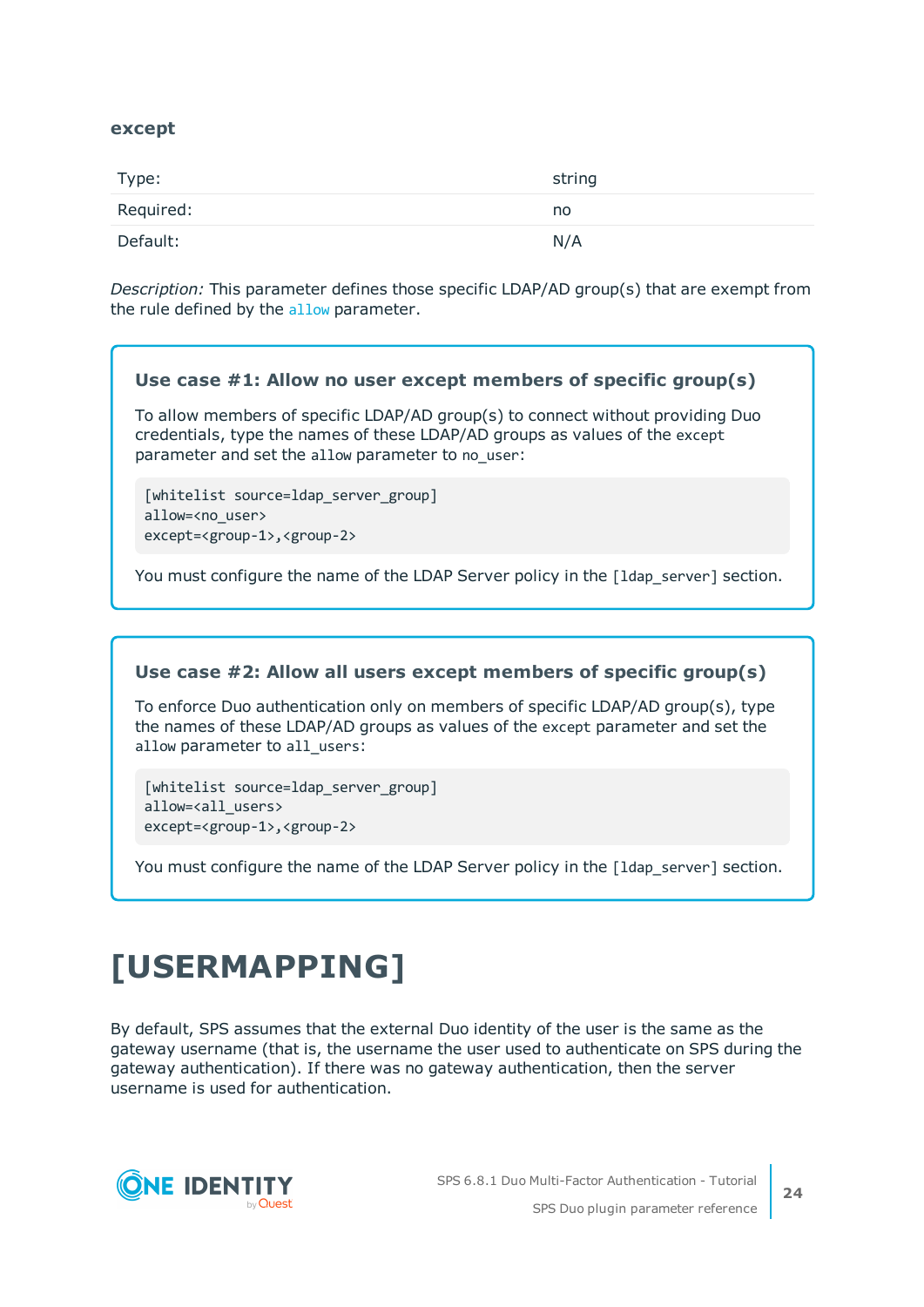### except

| | |
|---|---|
| Type: | string |
| Required: | no |
| Default: | N/A |

*Description:* This parameter defines those specific LDAP/AD group(s) that are exempt from the rule defined by the `allow` parameter.

**Use case #1: Allow no user except members of specific group(s)**

To allow members of specific LDAP/AD group(s) to connect without providing Duo credentials, type the names of these LDAP/AD groups as values of the `except` parameter and set the `allow` parameter to `no_user`:

```
[whitelist source=ldap_server_group]
allow=<no_user>
except=<group-1>,<group-2>
```

You must configure the name of the LDAP Server policy in the `[ldap_server]` section.

**Use case #2: Allow all users except members of specific group(s)**

To enforce Duo authentication only on members of specific LDAP/AD group(s), type the names of these LDAP/AD groups as values of the `except` parameter and set the `allow` parameter to `all_users`:

```
[whitelist source=ldap_server_group]
allow=<all_users>
except=<group-1>,<group-2>
```

You must configure the name of the LDAP Server policy in the `[ldap_server]` section.

# [USERMAPPING]

By default, SPS assumes that the external Duo identity of the user is the same as the gateway username (that is, the username the user used to authenticate on SPS during the gateway authentication). If there was no gateway authentication, then the server username is used for authentication.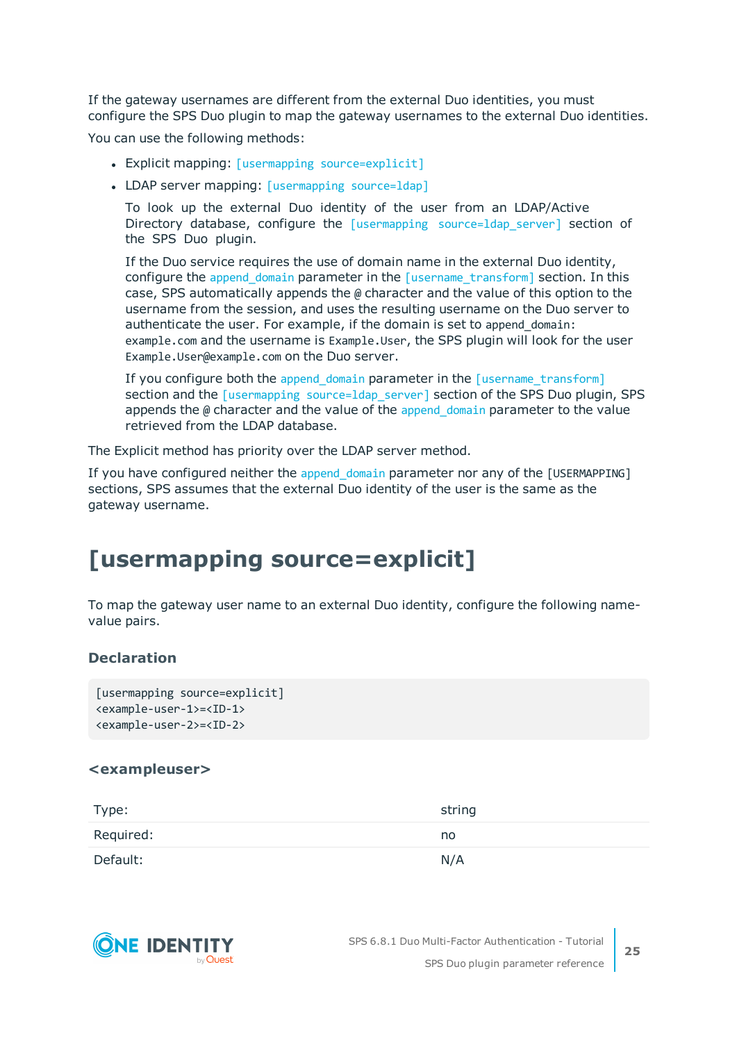If the gateway usernames are different from the external Duo identities, you must configure the SPS Duo plugin to map the gateway usernames to the external Duo identities.

You can use the following methods:

- Explicit mapping: `[usermapping source=explicit]`
- LDAP server mapping: `[usermapping source=ldap]`

  To look up the external Duo identity of the user from an LDAP/Active Directory database, configure the `[usermapping source=ldap_server]` section of the SPS Duo plugin.

  If the Duo service requires the use of domain name in the external Duo identity, configure the `append_domain` parameter in the `[username_transform]` section. In this case, SPS automatically appends the `@` character and the value of this option to the username from the session, and uses the resulting username on the Duo server to authenticate the user. For example, if the domain is set to `append_domain: example.com` and the username is `Example.User`, the SPS plugin will look for the user `Example.User@example.com` on the Duo server.

  If you configure both the `append_domain` parameter in the `[username_transform]` section and the `[usermapping source=ldap_server]` section of the SPS Duo plugin, SPS appends the `@` character and the value of the `append_domain` parameter to the value retrieved from the LDAP database.

The Explicit method has priority over the LDAP server method.

If you have configured neither the `append_domain` parameter nor any of the `[USERMAPPING]` sections, SPS assumes that the external Duo identity of the user is the same as the gateway username.

# [usermapping source=explicit]

To map the gateway user name to an external Duo identity, configure the following name-value pairs.

### Declaration

```
[usermapping source=explicit]
<example-user-1>=<ID-1>
<example-user-2>=<ID-2>
```

### <exampleuser>

| | |
|---|---|
| Type: | string |
| Required: | no |
| Default: | N/A |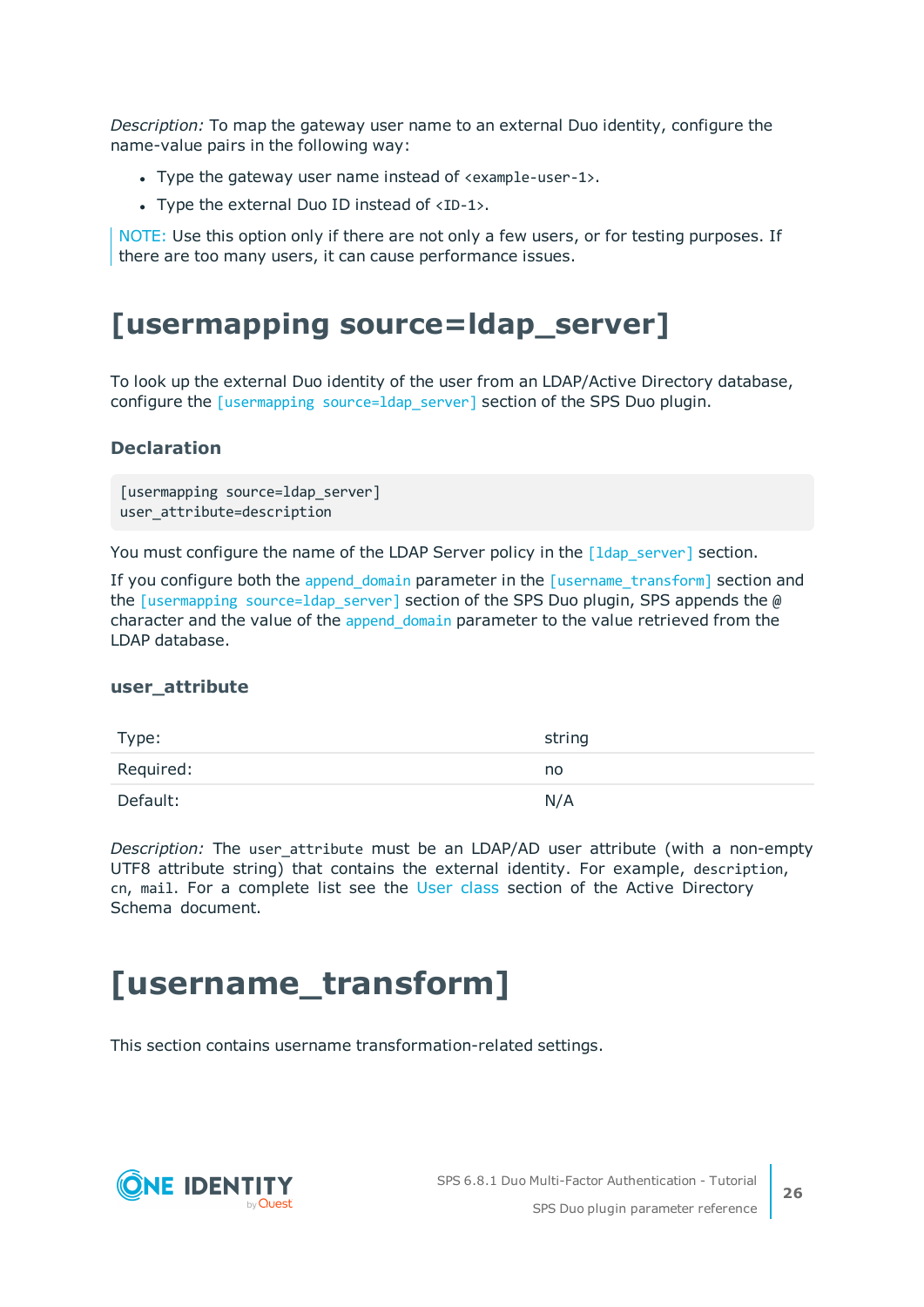*Description:* To map the gateway user name to an external Duo identity, configure the name-value pairs in the following way:

- Type the gateway user name instead of `<example-user-1>`.
- Type the external Duo ID instead of `<ID-1>`.

> NOTE: Use this option only if there are not only a few users, or for testing purposes. If there are too many users, it can cause performance issues.

# [usermapping source=ldap_server]

To look up the external Duo identity of the user from an LDAP/Active Directory database, configure the `[usermapping source=ldap_server]` section of the SPS Duo plugin.

### Declaration

```
[usermapping source=ldap_server]
user_attribute=description
```

You must configure the name of the LDAP Server policy in the `[ldap_server]` section.

If you configure both the `append_domain` parameter in the `[username_transform]` section and the `[usermapping source=ldap_server]` section of the SPS Duo plugin, SPS appends the `@` character and the value of the `append_domain` parameter to the value retrieved from the LDAP database.

### user_attribute

| | |
|---|---|
| Type: | string |
| Required: | no |
| Default: | N/A |

*Description:* The `user_attribute` must be an LDAP/AD user attribute (with a non-empty UTF8 attribute string) that contains the external identity. For example, `description`, `cn`, `mail`. For a complete list see the User class section of the Active Directory Schema document.

# [username_transform]

This section contains username transformation-related settings.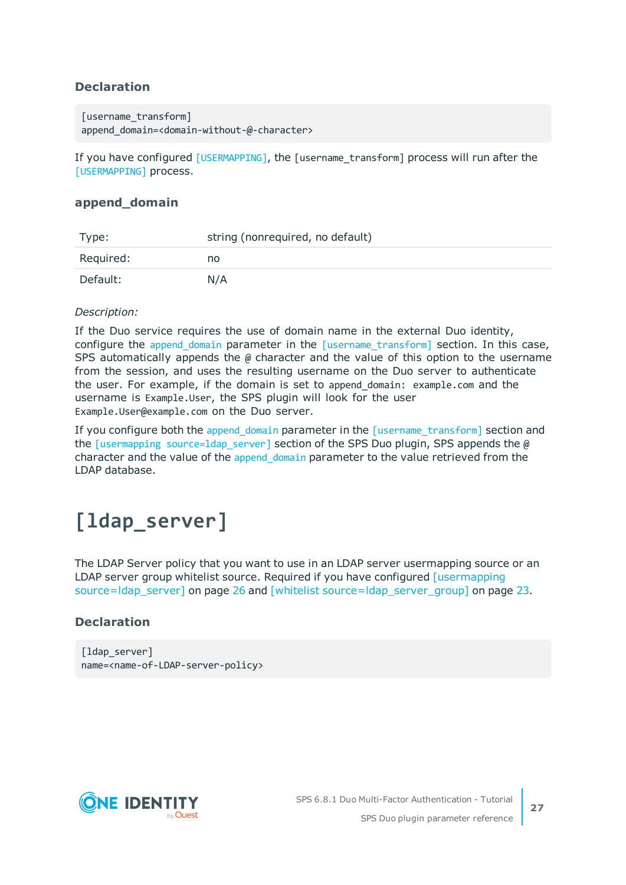### Declaration

```
[username_transform]
append_domain=<domain-without-@-character>
```

If you have configured [USERMAPPING], the [username_transform] process will run after the [USERMAPPING] process.

### append_domain

| Type: | string (nonrequired, no default) |
|---|---|
| Required: | no |
| Default: | N/A |

*Description:*

If the Duo service requires the use of domain name in the external Duo identity, configure the append_domain parameter in the [username_transform] section. In this case, SPS automatically appends the @ character and the value of this option to the username from the session, and uses the resulting username on the Duo server to authenticate the user. For example, if the domain is set to append_domain: example.com and the username is Example.User, the SPS plugin will look for the user Example.User@example.com on the Duo server.

If you configure both the append_domain parameter in the [username_transform] section and the [usermapping source=ldap_server] section of the SPS Duo plugin, SPS appends the @ character and the value of the append_domain parameter to the value retrieved from the LDAP database.

# [ldap_server]

The LDAP Server policy that you want to use in an LDAP server usermapping source or an LDAP server group whitelist source. Required if you have configured [usermapping source=ldap_server] on page 26 and [whitelist source=ldap_server_group] on page 23.

### Declaration

```
[ldap_server]
name=<name-of-LDAP-server-policy>
```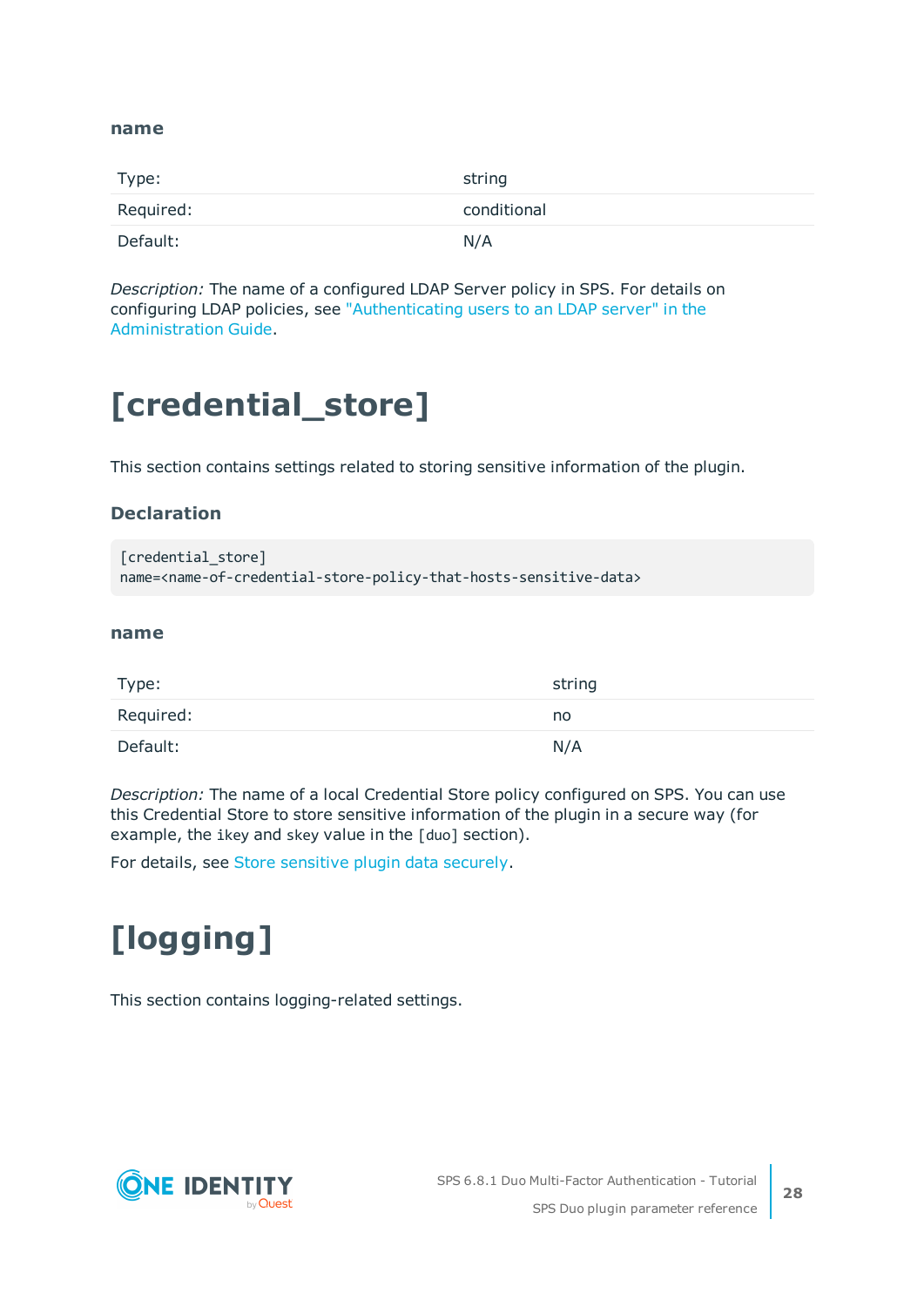### name

| Type: | string |
|---|---|
| Required: | conditional |
| Default: | N/A |

*Description:* The name of a configured LDAP Server policy in SPS. For details on configuring LDAP policies, see "Authenticating users to an LDAP server" in the Administration Guide.

# [credential_store]

This section contains settings related to storing sensitive information of the plugin.

### Declaration

```
[credential_store]
name=<name-of-credential-store-policy-that-hosts-sensitive-data>
```

### name

| Type: | string |
|---|---|
| Required: | no |
| Default: | N/A |

*Description:* The name of a local Credential Store policy configured on SPS. You can use this Credential Store to store sensitive information of the plugin in a secure way (for example, the `ikey` and `skey` value in the `[duo]` section).

For details, see Store sensitive plugin data securely.

# [logging]

This section contains logging-related settings.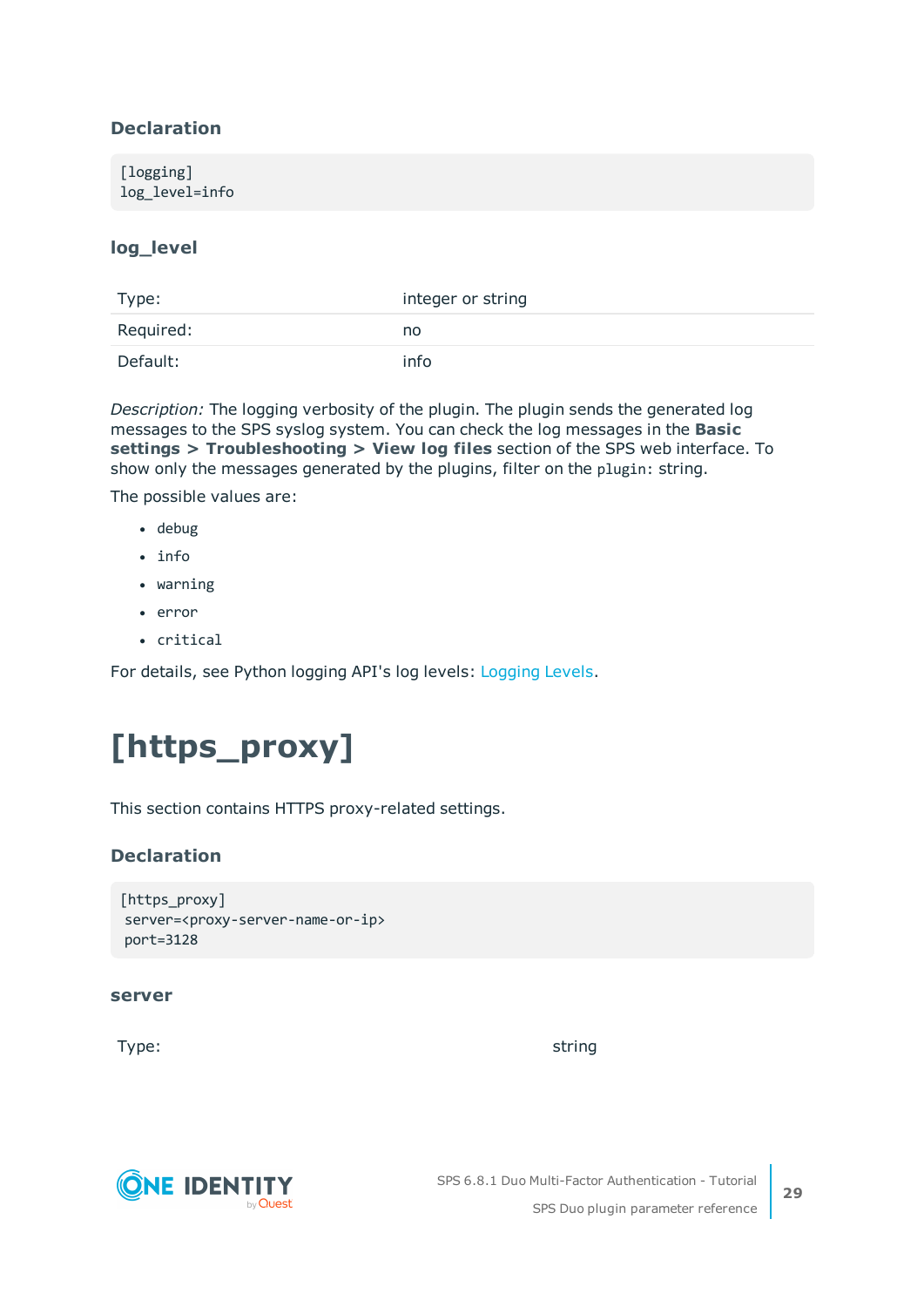### Declaration

```
[logging]
log_level=info
```

### log_level

| Type: | integer or string |
|---|---|
| Required: | no |
| Default: | info |

*Description:* The logging verbosity of the plugin. The plugin sends the generated log messages to the SPS syslog system. You can check the log messages in the **Basic settings > Troubleshooting > View log files** section of the SPS web interface. To show only the messages generated by the plugins, filter on the `plugin:` string.

The possible values are:

- `debug`
- `info`
- `warning`
- `error`
- `critical`

For details, see Python logging API's log levels: Logging Levels.

# [https_proxy]

This section contains HTTPS proxy-related settings.

### Declaration

```
[https_proxy]
 server=<proxy-server-name-or-ip>
 port=3128
```

### server

| Type: | string |
|---|---|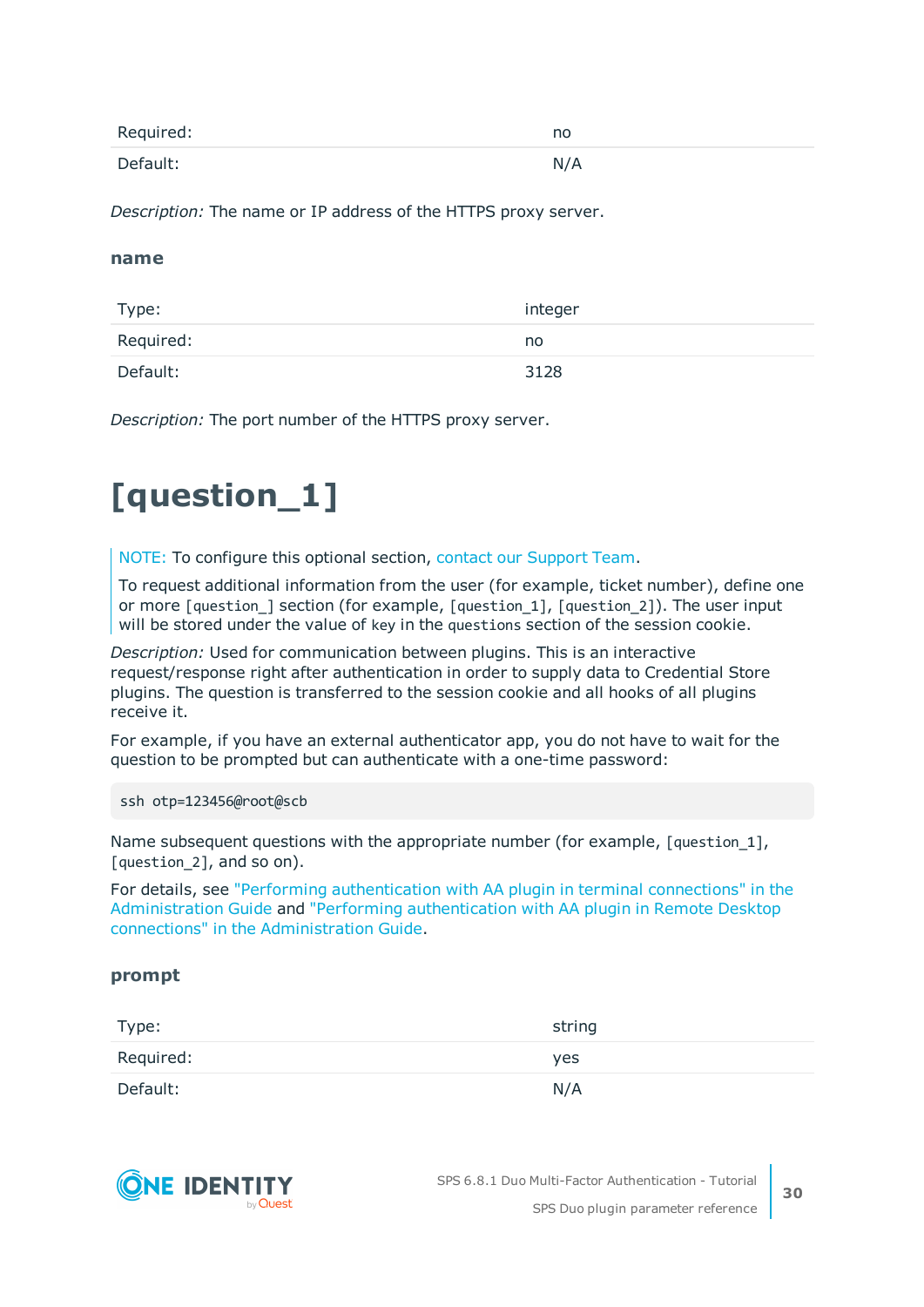| | |
|---|---|
| Required: | no |
| Default: | N/A |

*Description:* The name or IP address of the HTTPS proxy server.

### name

| | |
|---|---|
| Type: | integer |
| Required: | no |
| Default: | 3128 |

*Description:* The port number of the HTTPS proxy server.

# [question_1]

> NOTE: To configure this optional section, contact our Support Team.
>
> To request additional information from the user (for example, ticket number), define one or more `[question_]` section (for example, `[question_1]`, `[question_2]`). The user input will be stored under the value of `key` in the `questions` section of the session cookie.

*Description:* Used for communication between plugins. This is an interactive request/response right after authentication in order to supply data to Credential Store plugins. The question is transferred to the session cookie and all hooks of all plugins receive it.

For example, if you have an external authenticator app, you do not have to wait for the question to be prompted but can authenticate with a one-time password:

```
ssh otp=123456@root@scb
```

Name subsequent questions with the appropriate number (for example, `[question_1]`, `[question_2]`, and so on).

For details, see "Performing authentication with AA plugin in terminal connections" in the Administration Guide and "Performing authentication with AA plugin in Remote Desktop connections" in the Administration Guide.

### prompt

| | |
|---|---|
| Type: | string |
| Required: | yes |
| Default: | N/A |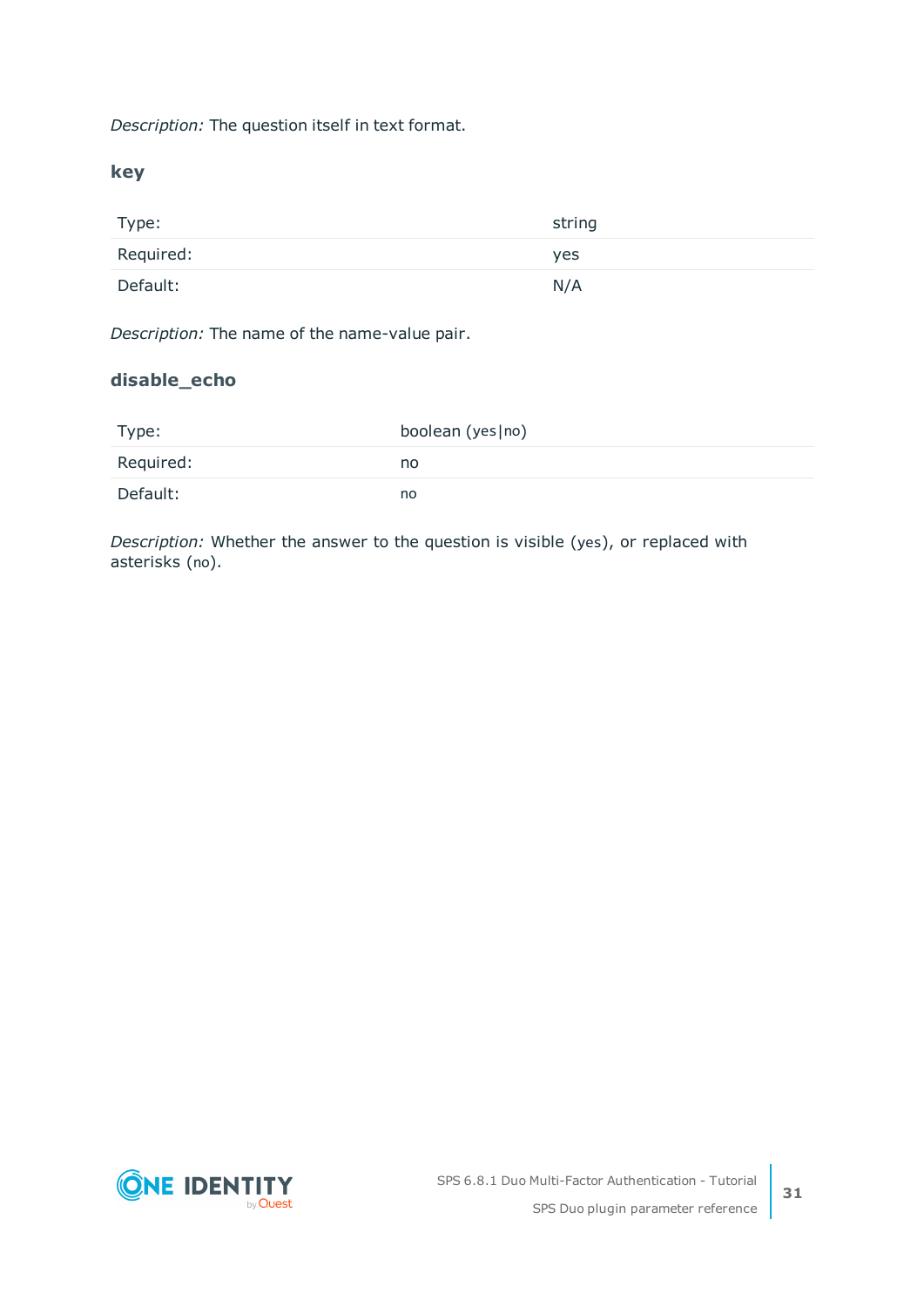*Description:* The question itself in text format.

### key

| Type: | string |
| --- | --- |
| Required: | yes |
| Default: | N/A |

*Description:* The name of the name-value pair.

### disable_echo

| Type: | boolean (yes\|no) |
| --- | --- |
| Required: | no |
| Default: | no |

*Description:* Whether the answer to the question is visible (yes), or replaced with asterisks (no).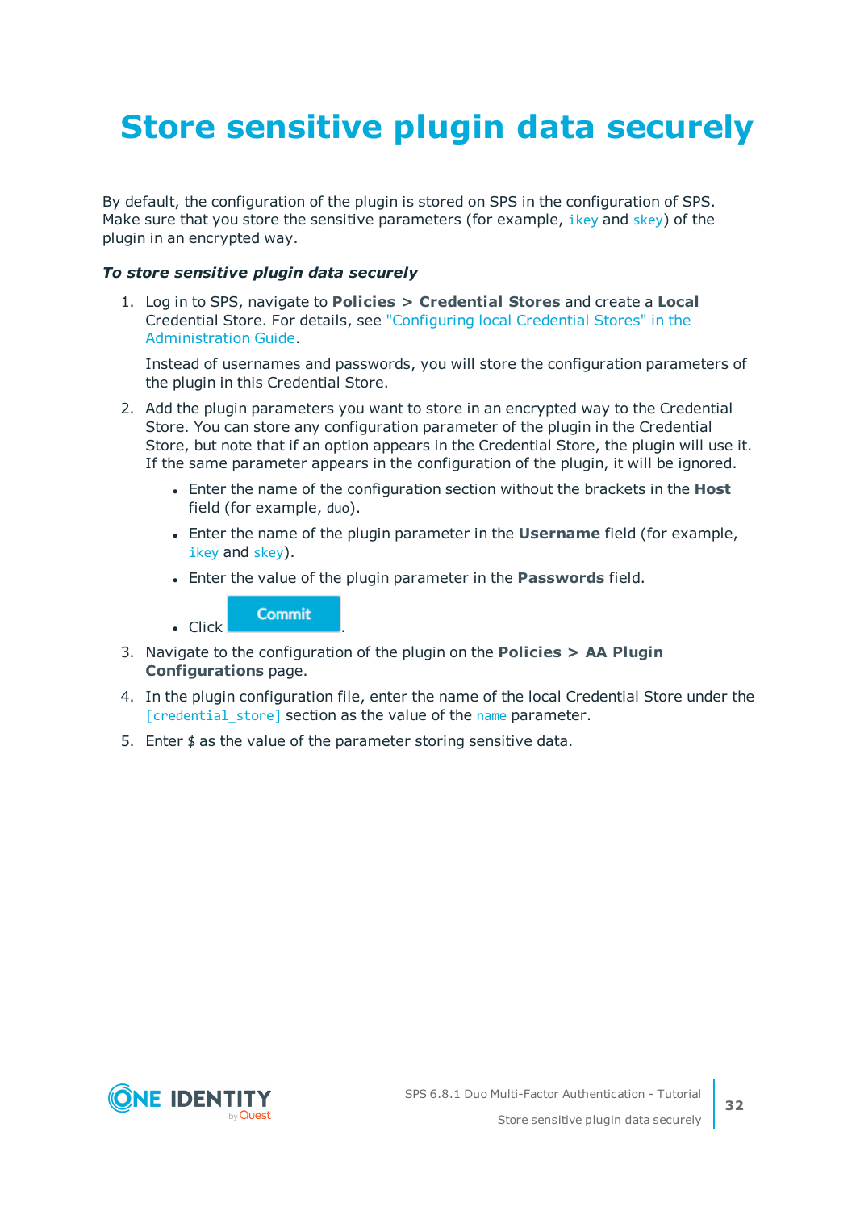# Store sensitive plugin data securely

By default, the configuration of the plugin is stored on SPS in the configuration of SPS. Make sure that you store the sensitive parameters (for example, `ikey` and `skey`) of the plugin in an encrypted way.

***To store sensitive plugin data securely***

1. Log in to SPS, navigate to **Policies > Credential Stores** and create a **Local** Credential Store. For details, see "Configuring local Credential Stores" in the Administration Guide.

   Instead of usernames and passwords, you will store the configuration parameters of the plugin in this Credential Store.

2. Add the plugin parameters you want to store in an encrypted way to the Credential Store. You can store any configuration parameter of the plugin in the Credential Store, but note that if an option appears in the Credential Store, the plugin will use it. If the same parameter appears in the configuration of the plugin, it will be ignored.

   - Enter the name of the configuration section without the brackets in the **Host** field (for example, `duo`).
   - Enter the name of the plugin parameter in the **Username** field (for example, `ikey` and `skey`).
   - Enter the value of the plugin parameter in the **Passwords** field.
   - Click **Commit**.

3. Navigate to the configuration of the plugin on the **Policies > AA Plugin Configurations** page.

4. In the plugin configuration file, enter the name of the local Credential Store under the `[credential_store]` section as the value of the `name` parameter.

5. Enter `$` as the value of the parameter storing sensitive data.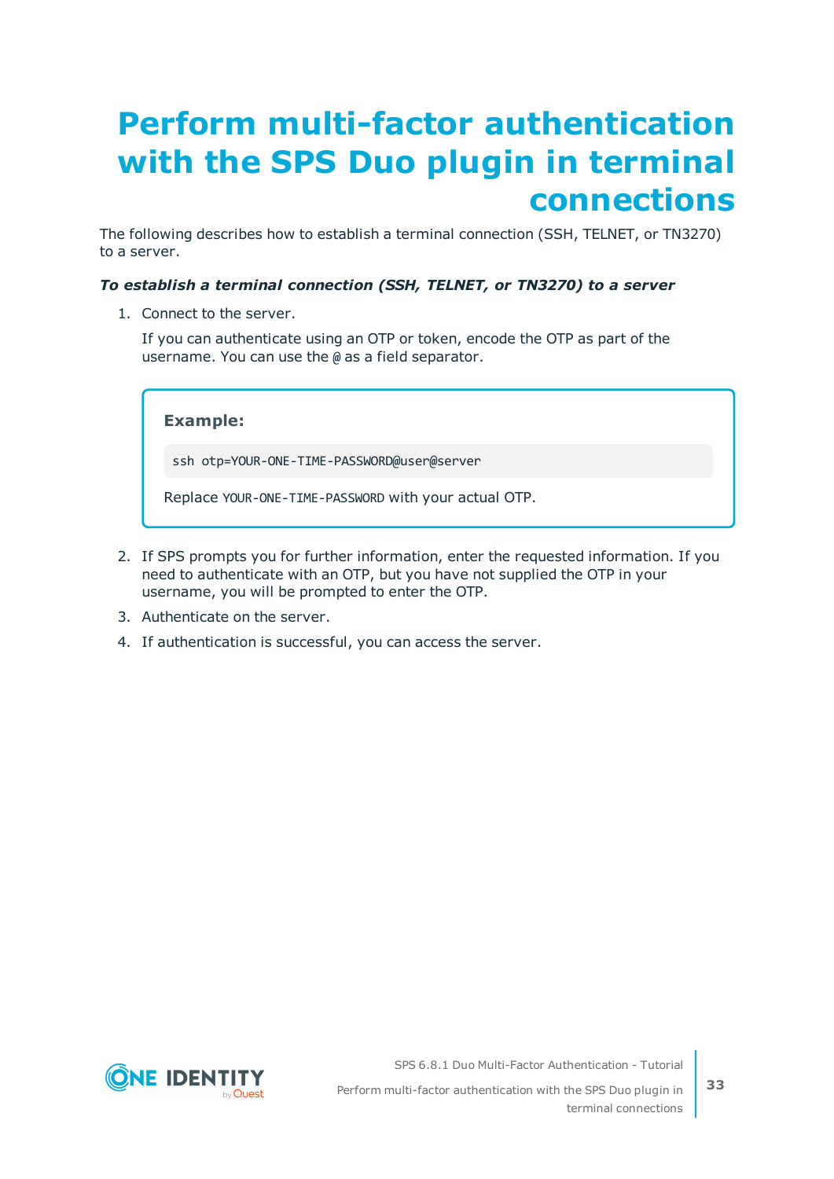# Perform multi-factor authentication with the SPS Duo plugin in terminal connections

The following describes how to establish a terminal connection (SSH, TELNET, or TN3270) to a server.

***To establish a terminal connection (SSH, TELNET, or TN3270) to a server***

1. Connect to the server.

   If you can authenticate using an OTP or token, encode the OTP as part of the username. You can use the `@` as a field separator.

   > **Example:**
   >
   > ```
   > ssh otp=YOUR-ONE-TIME-PASSWORD@user@server
   > ```
   >
   > Replace `YOUR-ONE-TIME-PASSWORD` with your actual OTP.

2. If SPS prompts you for further information, enter the requested information. If you need to authenticate with an OTP, but you have not supplied the OTP in your username, you will be prompted to enter the OTP.
3. Authenticate on the server.
4. If authentication is successful, you can access the server.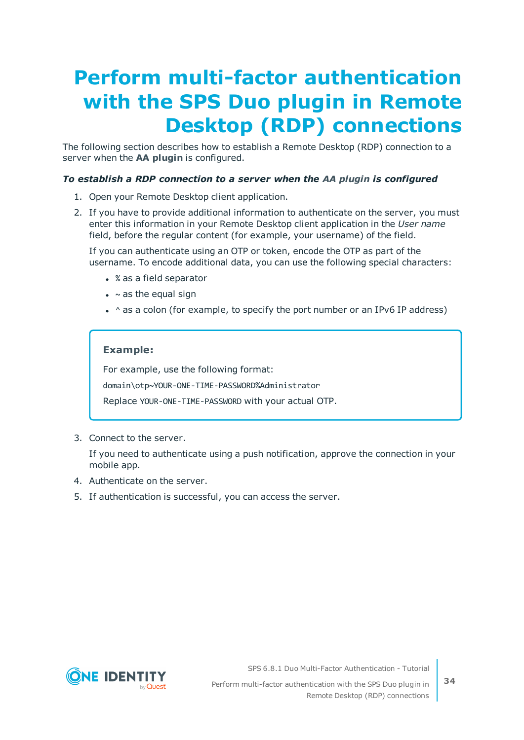# Perform multi-factor authentication with the SPS Duo plugin in Remote Desktop (RDP) connections

The following section describes how to establish a Remote Desktop (RDP) connection to a server when the **AA plugin** is configured.

***To establish a RDP connection to a server when the AA plugin is configured***

1. Open your Remote Desktop client application.
2. If you have to provide additional information to authenticate on the server, you must enter this information in your Remote Desktop client application in the *User name* field, before the regular content (for example, your username) of the field.

   If you can authenticate using an OTP or token, encode the OTP as part of the username. To encode additional data, you can use the following special characters:

   - `%` as a field separator
   - `~` as the equal sign
   - `^` as a colon (for example, to specify the port number or an IPv6 IP address)

   > **Example:**
   >
   > For example, use the following format:
   >
   > `domain\otp~YOUR-ONE-TIME-PASSWORD%Administrator`
   >
   > Replace `YOUR-ONE-TIME-PASSWORD` with your actual OTP.

3. Connect to the server.

   If you need to authenticate using a push notification, approve the connection in your mobile app.

4. Authenticate on the server.
5. If authentication is successful, you can access the server.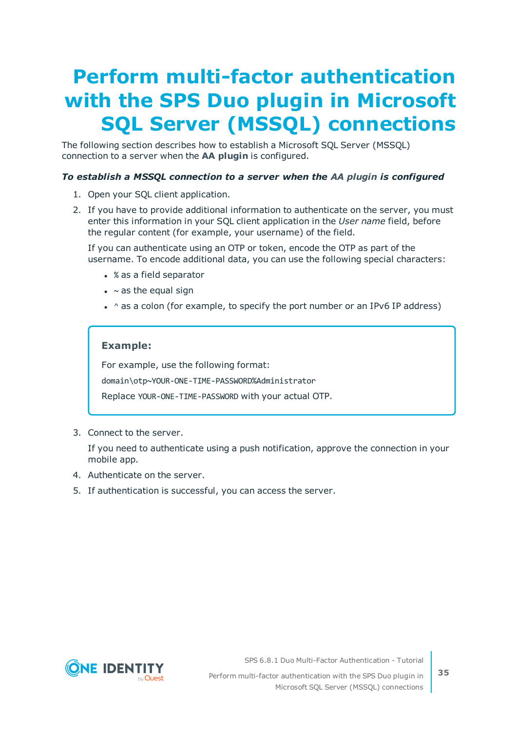# Perform multi-factor authentication with the SPS Duo plugin in Microsoft SQL Server (MSSQL) connections

The following section describes how to establish a Microsoft SQL Server (MSSQL) connection to a server when the **AA plugin** is configured.

***To establish a MSSQL connection to a server when the AA plugin is configured***

1. Open your SQL client application.
2. If you have to provide additional information to authenticate on the server, you must enter this information in your SQL client application in the *User name* field, before the regular content (for example, your username) of the field.

   If you can authenticate using an OTP or token, encode the OTP as part of the username. To encode additional data, you can use the following special characters:

   - `%` as a field separator
   - `~` as the equal sign
   - `^` as a colon (for example, to specify the port number or an IPv6 IP address)

   > **Example:**
   >
   > For example, use the following format:
   >
   > `domain\otp~YOUR-ONE-TIME-PASSWORD%Administrator`
   >
   > Replace `YOUR-ONE-TIME-PASSWORD` with your actual OTP.

3. Connect to the server.

   If you need to authenticate using a push notification, approve the connection in your mobile app.

4. Authenticate on the server.
5. If authentication is successful, you can access the server.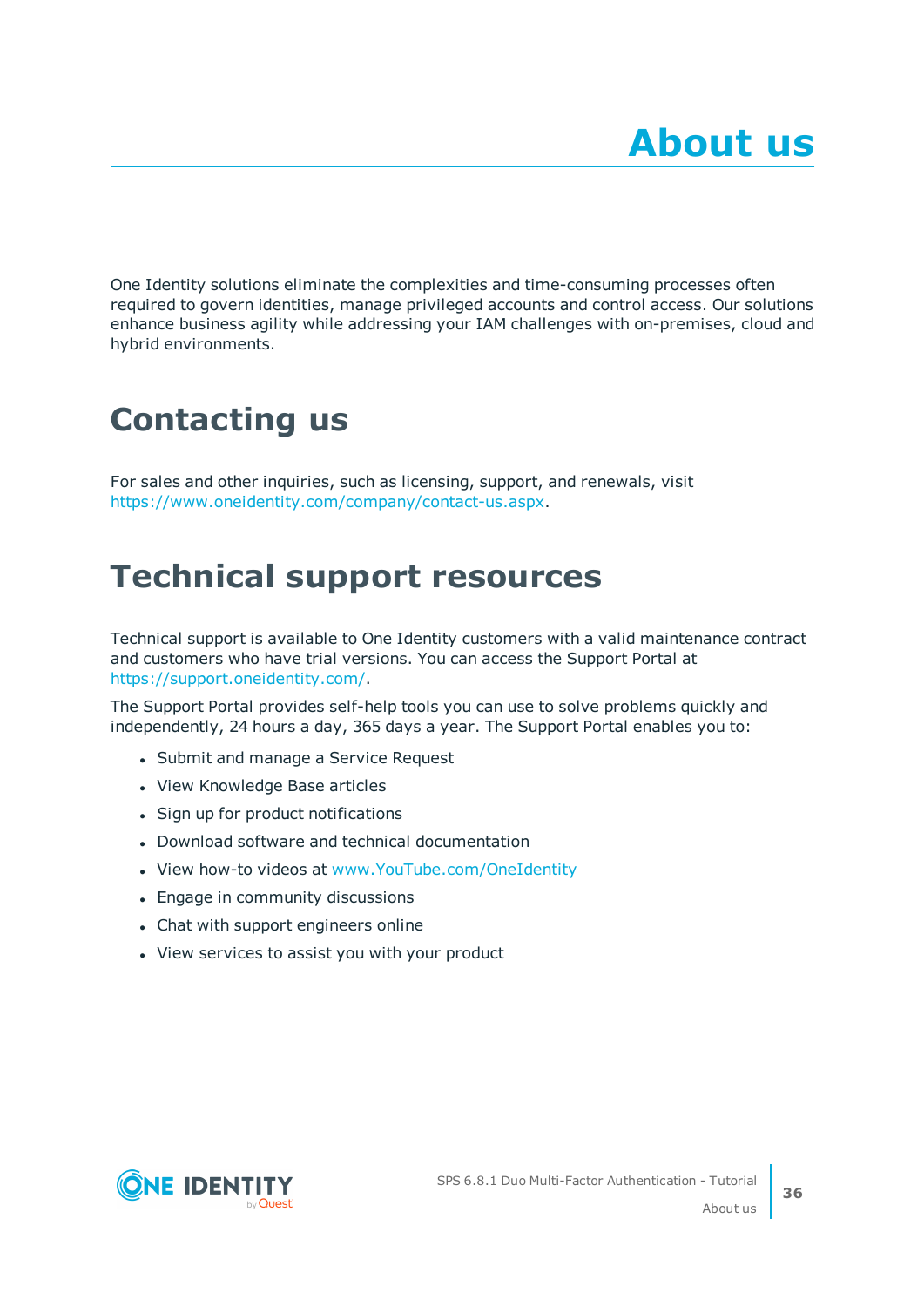# About us

One Identity solutions eliminate the complexities and time-consuming processes often required to govern identities, manage privileged accounts and control access. Our solutions enhance business agility while addressing your IAM challenges with on-premises, cloud and hybrid environments.

## Contacting us

For sales and other inquiries, such as licensing, support, and renewals, visit https://www.oneidentity.com/company/contact-us.aspx.

## Technical support resources

Technical support is available to One Identity customers with a valid maintenance contract and customers who have trial versions. You can access the Support Portal at https://support.oneidentity.com/.

The Support Portal provides self-help tools you can use to solve problems quickly and independently, 24 hours a day, 365 days a year. The Support Portal enables you to:

- Submit and manage a Service Request
- View Knowledge Base articles
- Sign up for product notifications
- Download software and technical documentation
- View how-to videos at www.YouTube.com/OneIdentity
- Engage in community discussions
- Chat with support engineers online
- View services to assist you with your product